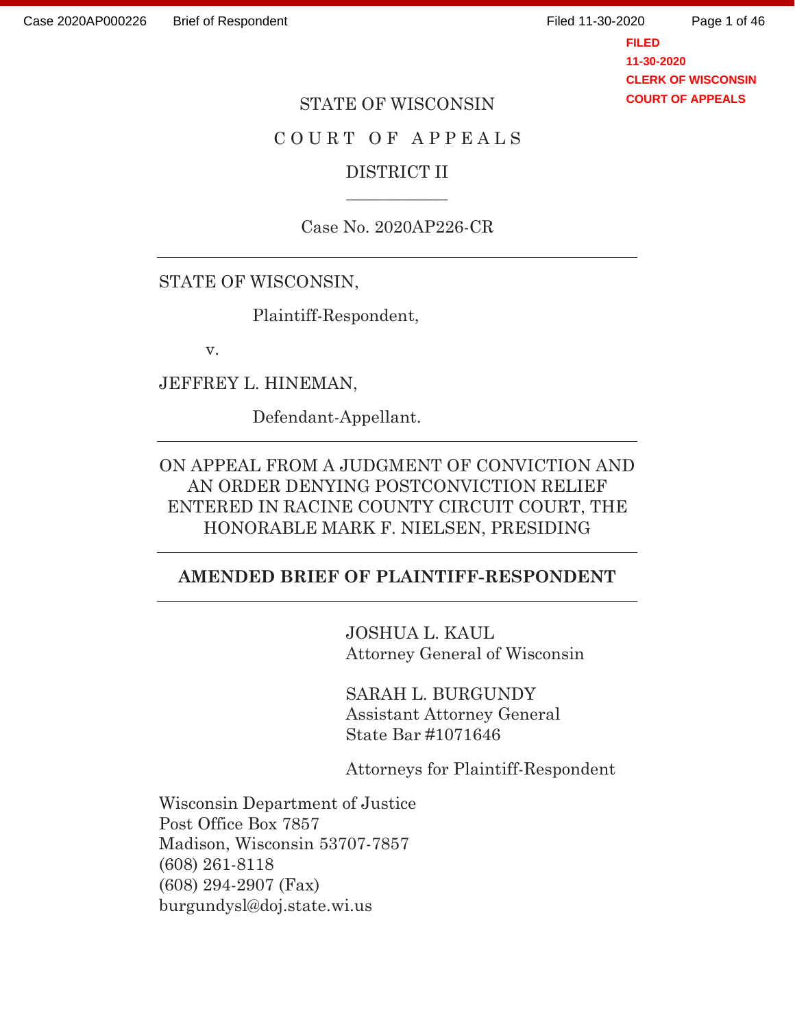STATE OF WISCONSIN

COURT OF APPEALS

DISTRICT II

Case No. 2020AP226-CR

---

STATE OF WISCONSIN,

Plaintiff-Respondent,

v.

JEFFREY L. HINEMAN,

Defendant-Appellant.

---

ON APPEAL FROM A JUDGMENT OF CONVICTION AND AN ORDER DENYING POSTCONVICTION RELIEF ENTERED IN RACINE COUNTY CIRCUIT COURT, THE HONORABLE MARK F. NIELSEN, PRESIDING

---

**AMENDED BRIEF OF PLAINTIFF-RESPONDENT**

---

JOSHUA L. KAUL
Attorney General of Wisconsin

SARAH L. BURGUNDY
Assistant Attorney General
State Bar #1071646

Attorneys for Plaintiff-Respondent

Wisconsin Department of Justice
Post Office Box 7857
Madison, Wisconsin 53707-7857
(608) 261-8118
(608) 294-2907 (Fax)
burgundysl@doj.state.wi.us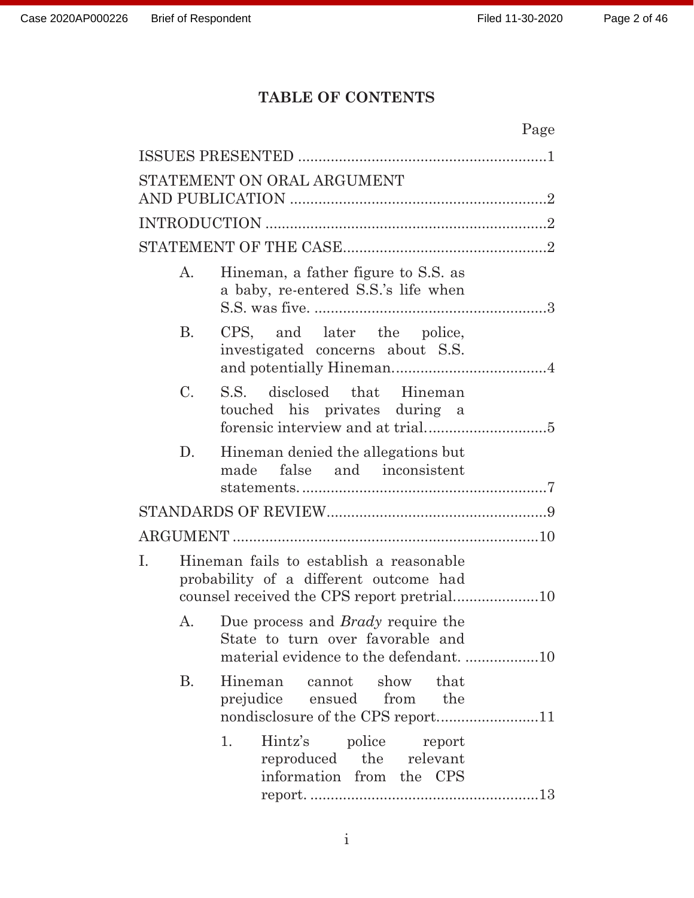# TABLE OF CONTENTS

| | Page |
|---|---|
| ISSUES PRESENTED | 1 |
| STATEMENT ON ORAL ARGUMENT AND PUBLICATION | 2 |
| INTRODUCTION | 2 |
| STATEMENT OF THE CASE | 2 |
| A. Hineman, a father figure to S.S. as a baby, re-entered S.S.'s life when S.S. was five. | 3 |
| B. CPS, and later the police, investigated concerns about S.S. and potentially Hineman. | 4 |
| C. S.S. disclosed that Hineman touched his privates during a forensic interview and at trial. | 5 |
| D. Hineman denied the allegations but made false and inconsistent statements. | 7 |
| STANDARDS OF REVIEW | 9 |
| ARGUMENT | 10 |
| I. Hineman fails to establish a reasonable probability of a different outcome had counsel received the CPS report pretrial. | 10 |
| A. Due process and *Brady* require the State to turn over favorable and material evidence to the defendant. | 10 |
| B. Hineman cannot show that prejudice ensued from the nondisclosure of the CPS report. | 11 |
| 1. Hintz's police report reproduced the relevant information from the CPS report. | 13 |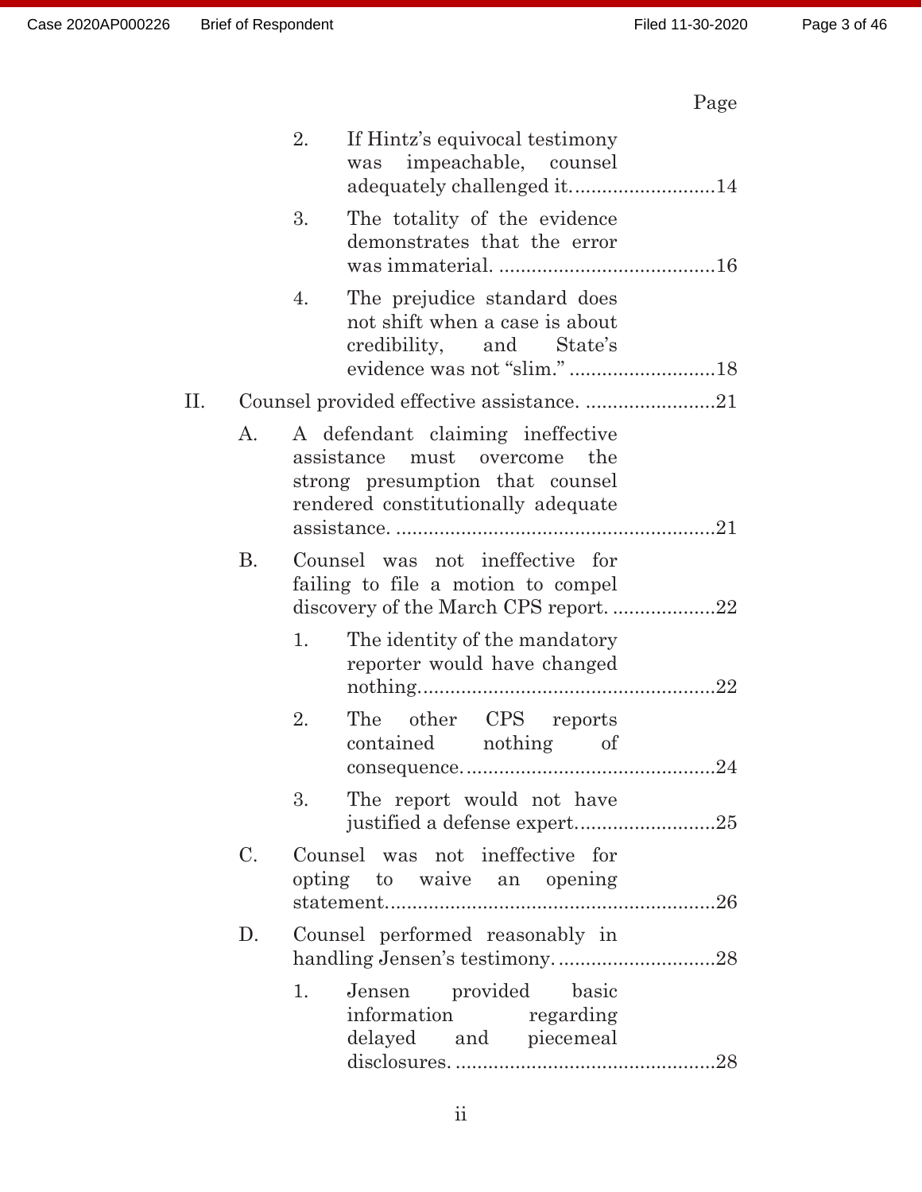Page

2. If Hintz's equivocal testimony was impeachable, counsel adequately challenged it. ..........14

3. The totality of the evidence demonstrates that the error was immaterial. ..........16

4. The prejudice standard does not shift when a case is about credibility, and State's evidence was not "slim." ..........18

II. Counsel provided effective assistance. ..........21

A. A defendant claiming ineffective assistance must overcome the strong presumption that counsel rendered constitutionally adequate assistance. ..........21

B. Counsel was not ineffective for failing to file a motion to compel discovery of the March CPS report. ..........22

1. The identity of the mandatory reporter would have changed nothing. ..........22

2. The other CPS reports contained nothing of consequence. ..........24

3. The report would not have justified a defense expert. ..........25

C. Counsel was not ineffective for opting to waive an opening statement. ..........26

D. Counsel performed reasonably in handling Jensen's testimony. ..........28

1. Jensen provided basic information regarding delayed and piecemeal disclosures. ..........28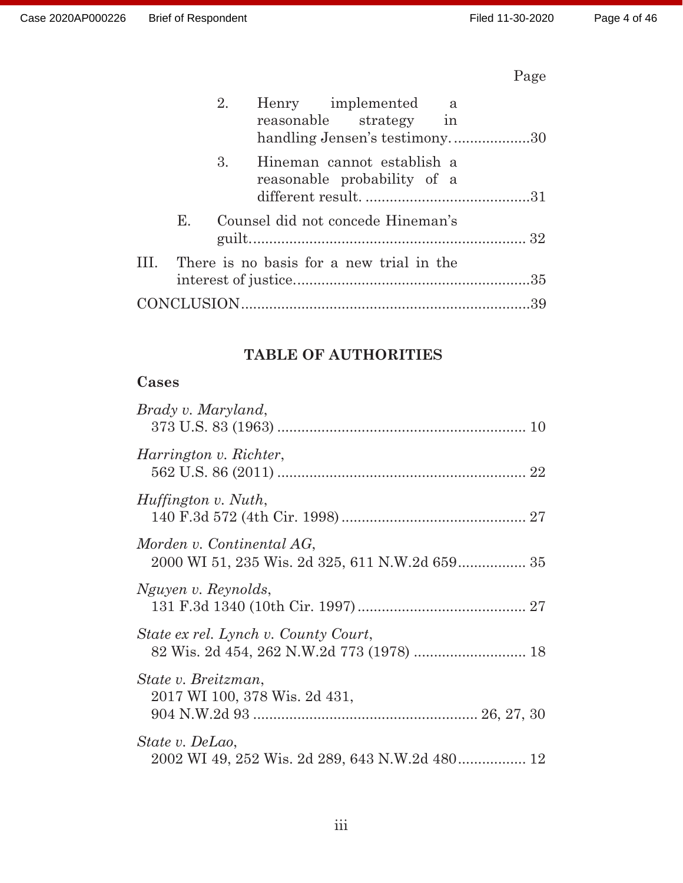Page

2. Henry implemented a reasonable strategy in handling Jensen's testimony. ....................30

3. Hineman cannot establish a reasonable probability of a different result. ..........................................31

E. Counsel did not concede Hineman's guilt.................................................................... 32

III. There is no basis for a new trial in the interest of justice...........................................................35

CONCLUSION........................................................................39

## TABLE OF AUTHORITIES

### Cases

*Brady v. Maryland*,
373 U.S. 83 (1963) .............................................................. 10

*Harrington v. Richter*,
562 U.S. 86 (2011) .............................................................. 22

*Huffington v. Nuth*,
140 F.3d 572 (4th Cir. 1998) .............................................. 27

*Morden v. Continental AG*,
2000 WI 51, 235 Wis. 2d 325, 611 N.W.2d 659................. 35

*Nguyen v. Reynolds*,
131 F.3d 1340 (10th Cir. 1997) .......................................... 27

*State ex rel. Lynch v. County Court*,
82 Wis. 2d 454, 262 N.W.2d 773 (1978) ............................ 18

*State v. Breitzman*,
2017 WI 100, 378 Wis. 2d 431,
904 N.W.2d 93 ........................................................ 26, 27, 30

*State v. DeLao*,
2002 WI 49, 252 Wis. 2d 289, 643 N.W.2d 480................. 12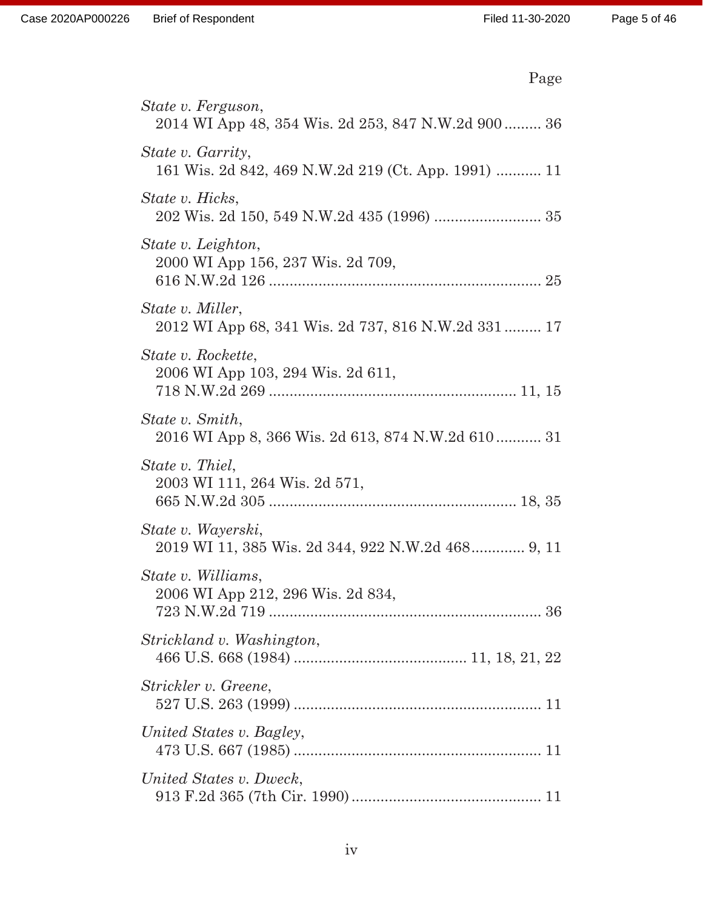Page

*State v. Ferguson*,
2014 WI App 48, 354 Wis. 2d 253, 847 N.W.2d 900 ......... 36

*State v. Garrity*,
161 Wis. 2d 842, 469 N.W.2d 219 (Ct. App. 1991) ........... 11

*State v. Hicks*,
202 Wis. 2d 150, 549 N.W.2d 435 (1996) .......................... 35

*State v. Leighton*,
2000 WI App 156, 237 Wis. 2d 709,
616 N.W.2d 126 .................................................................. 25

*State v. Miller*,
2012 WI App 68, 341 Wis. 2d 737, 816 N.W.2d 331 ......... 17

*State v. Rockette*,
2006 WI App 103, 294 Wis. 2d 611,
718 N.W.2d 269 ............................................................ 11, 15

*State v. Smith*,
2016 WI App 8, 366 Wis. 2d 613, 874 N.W.2d 610 ........... 31

*State v. Thiel*,
2003 WI 111, 264 Wis. 2d 571,
665 N.W.2d 305 ............................................................ 18, 35

*State v. Wayerski*,
2019 WI 11, 385 Wis. 2d 344, 922 N.W.2d 468............. 9, 11

*State v. Williams*,
2006 WI App 212, 296 Wis. 2d 834,
723 N.W.2d 719 .................................................................. 36

*Strickland v. Washington*,
466 U.S. 668 (1984) .......................................... 11, 18, 21, 22

*Strickler v. Greene*,
527 U.S. 263 (1999) ............................................................ 11

*United States v. Bagley*,
473 U.S. 667 (1985) ............................................................ 11

*United States v. Dweck*,
913 F.2d 365 (7th Cir. 1990) .............................................. 11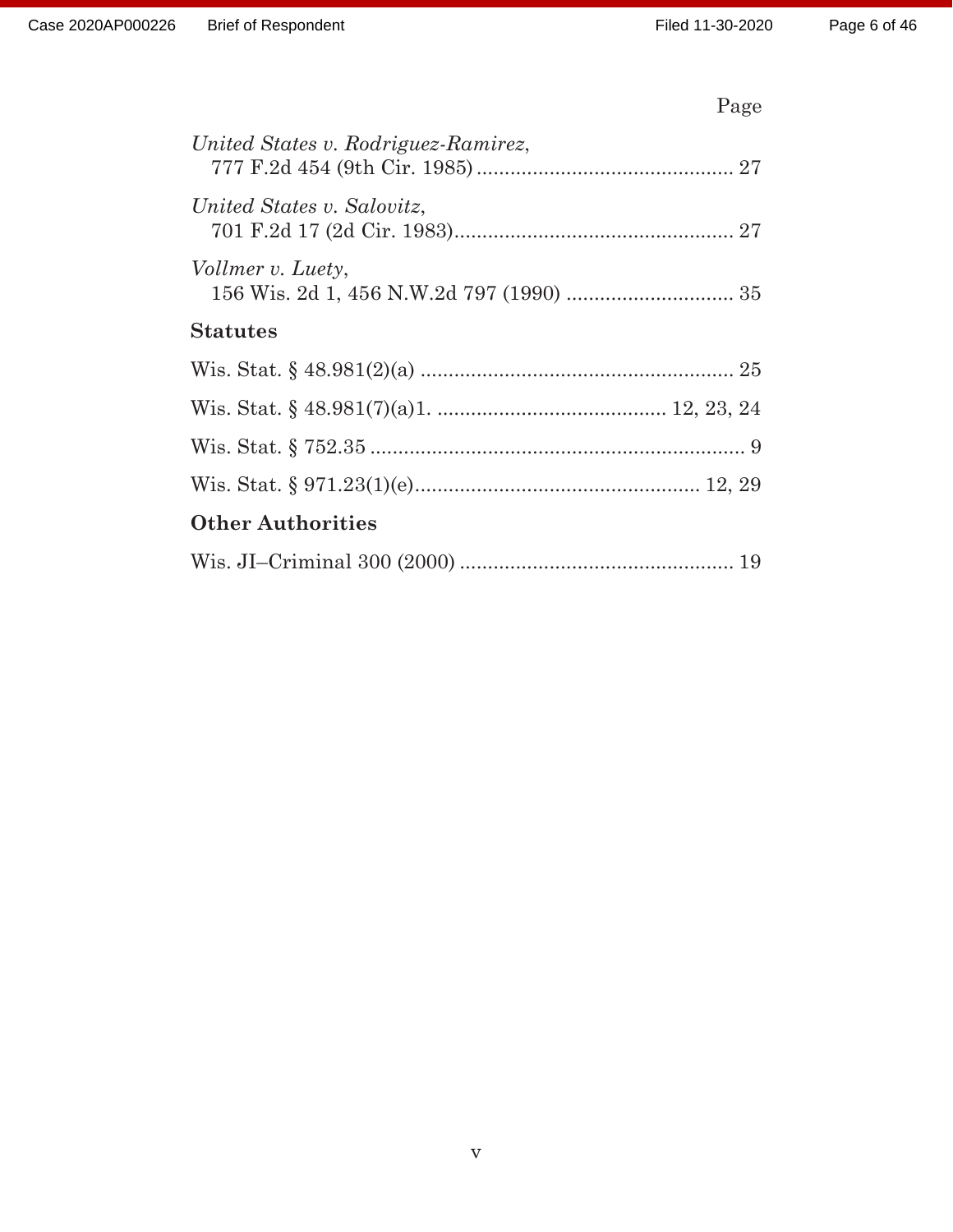Page

*United States v. Rodriguez-Ramirez*,
777 F.2d 454 (9th Cir. 1985) .............................................. 27

*United States v. Salovitz*,
701 F.2d 17 (2d Cir. 1983).................................................. 27

*Vollmer v. Luety*,
156 Wis. 2d 1, 456 N.W.2d 797 (1990) .............................. 35

**Statutes**

Wis. Stat. § 48.981(2)(a) ........................................................ 25

Wis. Stat. § 48.981(7)(a)1. ......................................... 12, 23, 24

Wis. Stat. § 752.35 .................................................................... 9

Wis. Stat. § 971.23(1)(e)................................................... 12, 29

**Other Authorities**

Wis. JI–Criminal 300 (2000) ................................................. 19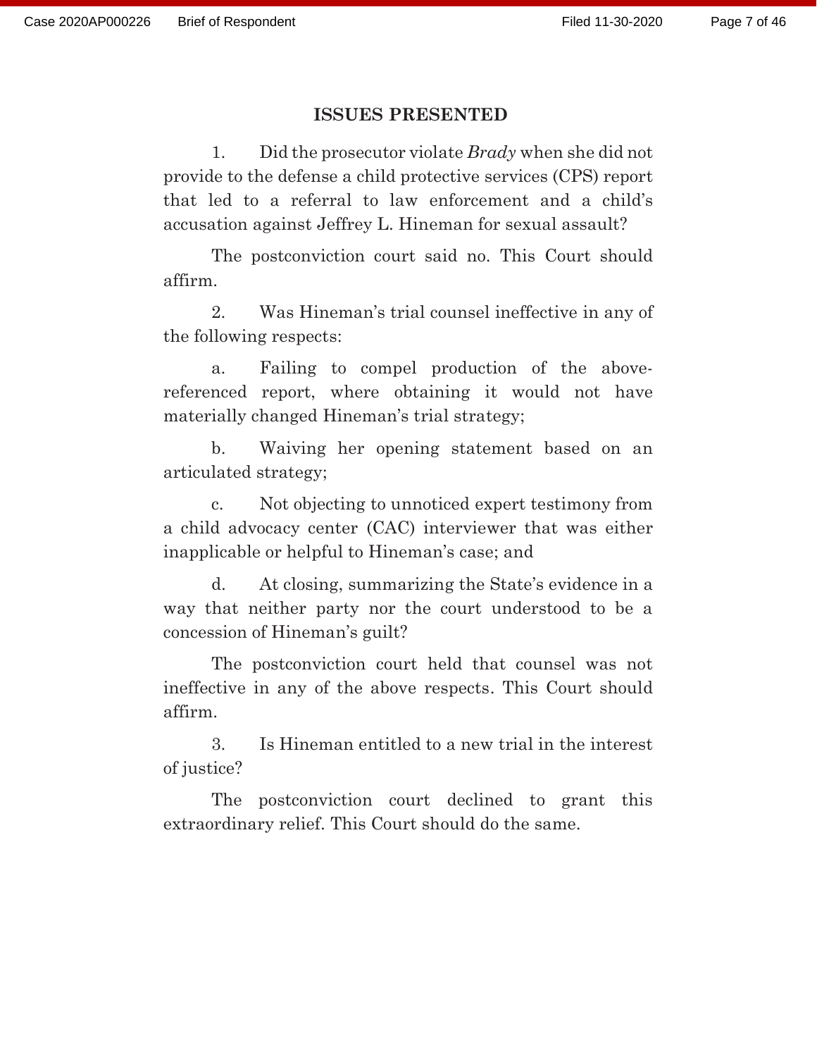## ISSUES PRESENTED

1. Did the prosecutor violate *Brady* when she did not provide to the defense a child protective services (CPS) report that led to a referral to law enforcement and a child's accusation against Jeffrey L. Hineman for sexual assault?

The postconviction court said no. This Court should affirm.

2. Was Hineman's trial counsel ineffective in any of the following respects:

a. Failing to compel production of the above-referenced report, where obtaining it would not have materially changed Hineman's trial strategy;

b. Waiving her opening statement based on an articulated strategy;

c. Not objecting to unnoticed expert testimony from a child advocacy center (CAC) interviewer that was either inapplicable or helpful to Hineman's case; and

d. At closing, summarizing the State's evidence in a way that neither party nor the court understood to be a concession of Hineman's guilt?

The postconviction court held that counsel was not ineffective in any of the above respects. This Court should affirm.

3. Is Hineman entitled to a new trial in the interest of justice?

The postconviction court declined to grant this extraordinary relief. This Court should do the same.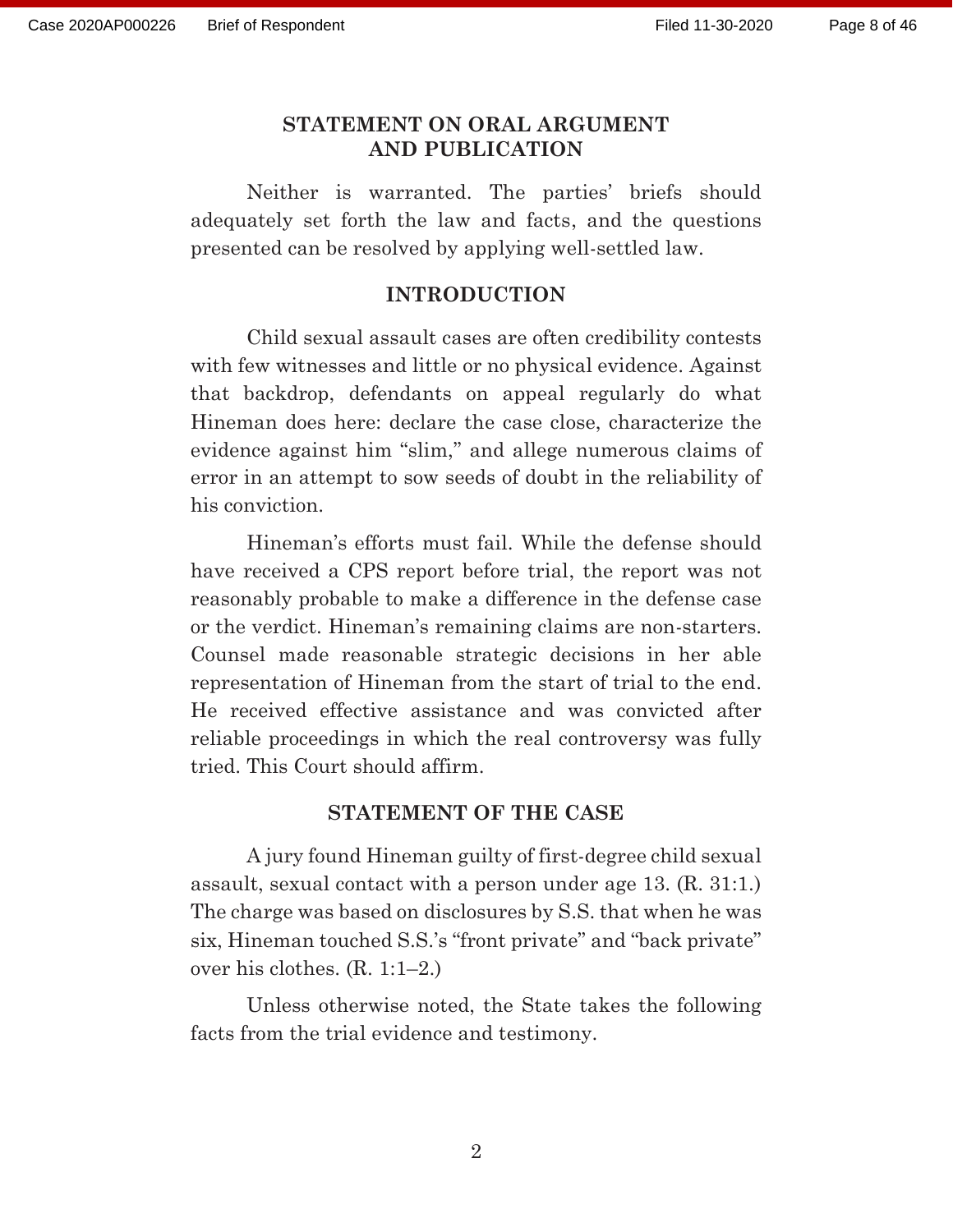## STATEMENT ON ORAL ARGUMENT AND PUBLICATION

Neither is warranted. The parties' briefs should adequately set forth the law and facts, and the questions presented can be resolved by applying well-settled law.

## INTRODUCTION

Child sexual assault cases are often credibility contests with few witnesses and little or no physical evidence. Against that backdrop, defendants on appeal regularly do what Hineman does here: declare the case close, characterize the evidence against him "slim," and allege numerous claims of error in an attempt to sow seeds of doubt in the reliability of his conviction.

Hineman's efforts must fail. While the defense should have received a CPS report before trial, the report was not reasonably probable to make a difference in the defense case or the verdict. Hineman's remaining claims are non-starters. Counsel made reasonable strategic decisions in her able representation of Hineman from the start of trial to the end. He received effective assistance and was convicted after reliable proceedings in which the real controversy was fully tried. This Court should affirm.

## STATEMENT OF THE CASE

A jury found Hineman guilty of first-degree child sexual assault, sexual contact with a person under age 13. (R. 31:1.) The charge was based on disclosures by S.S. that when he was six, Hineman touched S.S.'s "front private" and "back private" over his clothes. (R. 1:1–2.)

Unless otherwise noted, the State takes the following facts from the trial evidence and testimony.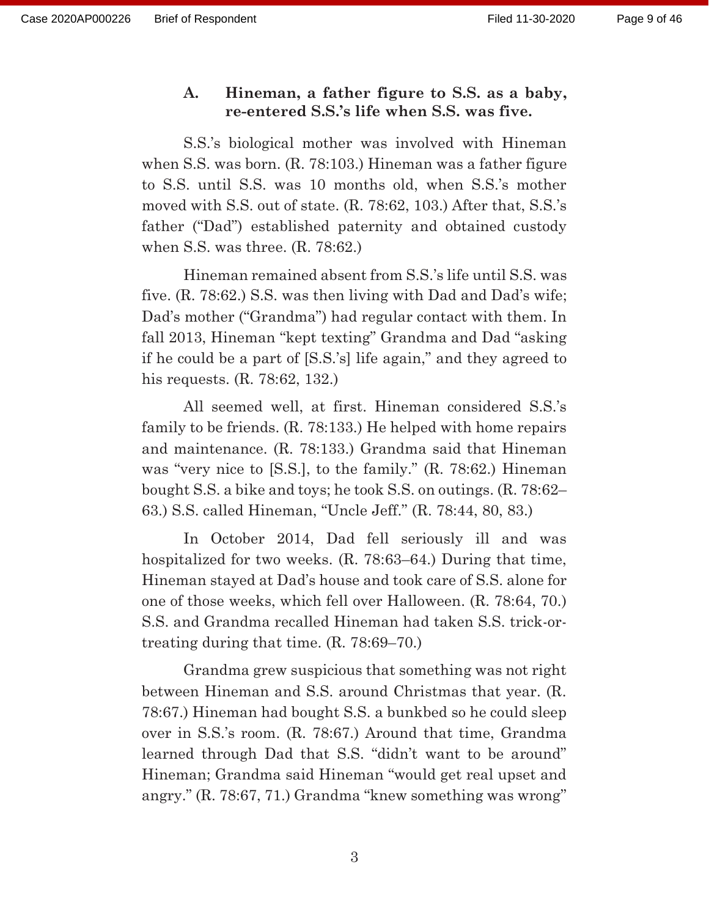### A. Hineman, a father figure to S.S. as a baby, re-entered S.S.'s life when S.S. was five.

S.S.'s biological mother was involved with Hineman when S.S. was born. (R. 78:103.) Hineman was a father figure to S.S. until S.S. was 10 months old, when S.S.'s mother moved with S.S. out of state. (R. 78:62, 103.) After that, S.S.'s father ("Dad") established paternity and obtained custody when S.S. was three. (R. 78:62.)

Hineman remained absent from S.S.'s life until S.S. was five. (R. 78:62.) S.S. was then living with Dad and Dad's wife; Dad's mother ("Grandma") had regular contact with them. In fall 2013, Hineman "kept texting" Grandma and Dad "asking if he could be a part of [S.S.'s] life again," and they agreed to his requests. (R. 78:62, 132.)

All seemed well, at first. Hineman considered S.S.'s family to be friends. (R. 78:133.) He helped with home repairs and maintenance. (R. 78:133.) Grandma said that Hineman was "very nice to [S.S.], to the family." (R. 78:62.) Hineman bought S.S. a bike and toys; he took S.S. on outings. (R. 78:62–63.) S.S. called Hineman, "Uncle Jeff." (R. 78:44, 80, 83.)

In October 2014, Dad fell seriously ill and was hospitalized for two weeks. (R. 78:63–64.) During that time, Hineman stayed at Dad's house and took care of S.S. alone for one of those weeks, which fell over Halloween. (R. 78:64, 70.) S.S. and Grandma recalled Hineman had taken S.S. trick-or-treating during that time. (R. 78:69–70.)

Grandma grew suspicious that something was not right between Hineman and S.S. around Christmas that year. (R. 78:67.) Hineman had bought S.S. a bunkbed so he could sleep over in S.S.'s room. (R. 78:67.) Around that time, Grandma learned through Dad that S.S. "didn't want to be around" Hineman; Grandma said Hineman "would get real upset and angry." (R. 78:67, 71.) Grandma "knew something was wrong"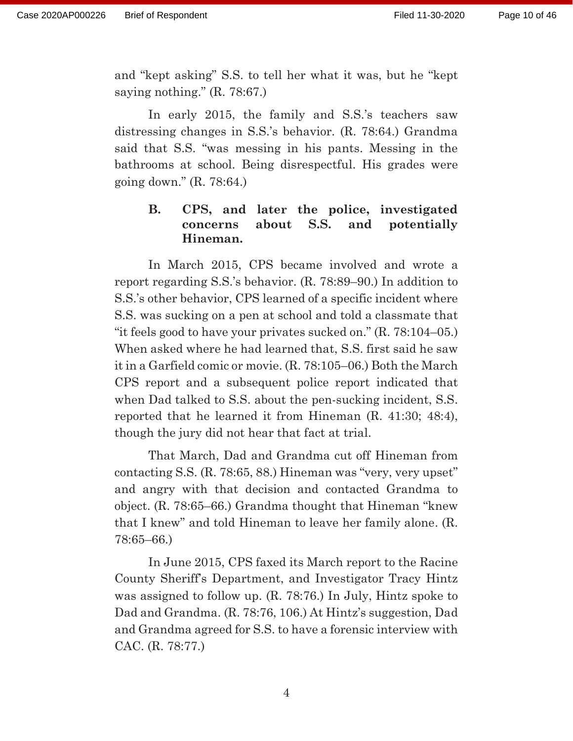and "kept asking" S.S. to tell her what it was, but he "kept saying nothing." (R. 78:67.)

In early 2015, the family and S.S.'s teachers saw distressing changes in S.S.'s behavior. (R. 78:64.) Grandma said that S.S. "was messing in his pants. Messing in the bathrooms at school. Being disrespectful. His grades were going down." (R. 78:64.)

### B. CPS, and later the police, investigated concerns about S.S. and potentially Hineman.

In March 2015, CPS became involved and wrote a report regarding S.S.'s behavior. (R. 78:89–90.) In addition to S.S.'s other behavior, CPS learned of a specific incident where S.S. was sucking on a pen at school and told a classmate that "it feels good to have your privates sucked on." (R. 78:104–05.) When asked where he had learned that, S.S. first said he saw it in a Garfield comic or movie. (R. 78:105–06.) Both the March CPS report and a subsequent police report indicated that when Dad talked to S.S. about the pen-sucking incident, S.S. reported that he learned it from Hineman (R. 41:30; 48:4), though the jury did not hear that fact at trial.

That March, Dad and Grandma cut off Hineman from contacting S.S. (R. 78:65, 88.) Hineman was "very, very upset" and angry with that decision and contacted Grandma to object. (R. 78:65–66.) Grandma thought that Hineman "knew that I knew" and told Hineman to leave her family alone. (R. 78:65–66.)

In June 2015, CPS faxed its March report to the Racine County Sheriff's Department, and Investigator Tracy Hintz was assigned to follow up. (R. 78:76.) In July, Hintz spoke to Dad and Grandma. (R. 78:76, 106.) At Hintz's suggestion, Dad and Grandma agreed for S.S. to have a forensic interview with CAC. (R. 78:77.)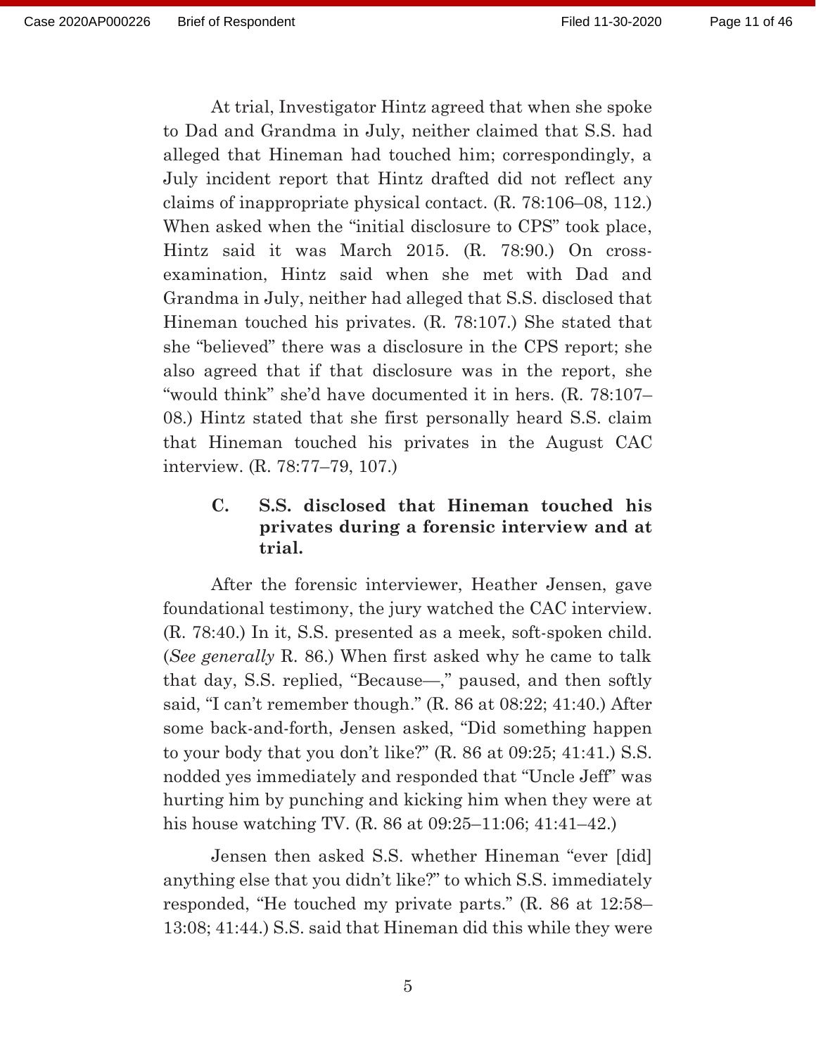At trial, Investigator Hintz agreed that when she spoke to Dad and Grandma in July, neither claimed that S.S. had alleged that Hineman had touched him; correspondingly, a July incident report that Hintz drafted did not reflect any claims of inappropriate physical contact. (R. 78:106–08, 112.) When asked when the "initial disclosure to CPS" took place, Hintz said it was March 2015. (R. 78:90.) On cross-examination, Hintz said when she met with Dad and Grandma in July, neither had alleged that S.S. disclosed that Hineman touched his privates. (R. 78:107.) She stated that she "believed" there was a disclosure in the CPS report; she also agreed that if that disclosure was in the report, she "would think" she'd have documented it in hers. (R. 78:107–08.) Hintz stated that she first personally heard S.S. claim that Hineman touched his privates in the August CAC interview. (R. 78:77–79, 107.)

### C. S.S. disclosed that Hineman touched his privates during a forensic interview and at trial.

After the forensic interviewer, Heather Jensen, gave foundational testimony, the jury watched the CAC interview. (R. 78:40.) In it, S.S. presented as a meek, soft-spoken child. (*See generally* R. 86.) When first asked why he came to talk that day, S.S. replied, "Because—," paused, and then softly said, "I can't remember though." (R. 86 at 08:22; 41:40.) After some back-and-forth, Jensen asked, "Did something happen to your body that you don't like?" (R. 86 at 09:25; 41:41.) S.S. nodded yes immediately and responded that "Uncle Jeff" was hurting him by punching and kicking him when they were at his house watching TV. (R. 86 at 09:25–11:06; 41:41–42.)

Jensen then asked S.S. whether Hineman "ever [did] anything else that you didn't like?" to which S.S. immediately responded, "He touched my private parts." (R. 86 at 12:58–13:08; 41:44.) S.S. said that Hineman did this while they were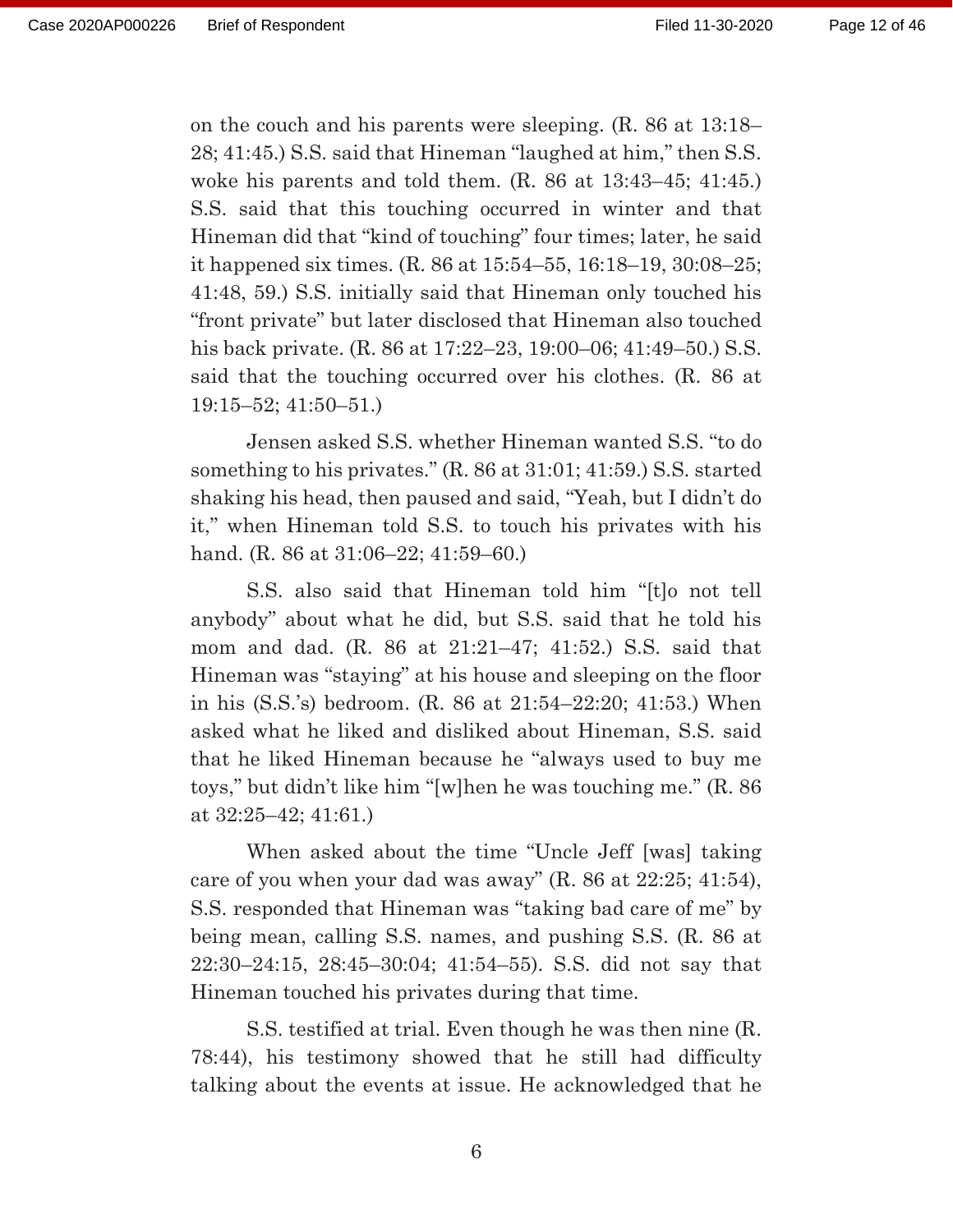on the couch and his parents were sleeping. (R. 86 at 13:18–28; 41:45.) S.S. said that Hineman "laughed at him," then S.S. woke his parents and told them. (R. 86 at 13:43–45; 41:45.) S.S. said that this touching occurred in winter and that Hineman did that "kind of touching" four times; later, he said it happened six times. (R. 86 at 15:54–55, 16:18–19, 30:08–25; 41:48, 59.) S.S. initially said that Hineman only touched his "front private" but later disclosed that Hineman also touched his back private. (R. 86 at 17:22–23, 19:00–06; 41:49–50.) S.S. said that the touching occurred over his clothes. (R. 86 at 19:15–52; 41:50–51.)

Jensen asked S.S. whether Hineman wanted S.S. "to do something to his privates." (R. 86 at 31:01; 41:59.) S.S. started shaking his head, then paused and said, "Yeah, but I didn't do it," when Hineman told S.S. to touch his privates with his hand. (R. 86 at 31:06–22; 41:59–60.)

S.S. also said that Hineman told him "[t]o not tell anybody" about what he did, but S.S. said that he told his mom and dad. (R. 86 at 21:21–47; 41:52.) S.S. said that Hineman was "staying" at his house and sleeping on the floor in his (S.S.'s) bedroom. (R. 86 at 21:54–22:20; 41:53.) When asked what he liked and disliked about Hineman, S.S. said that he liked Hineman because he "always used to buy me toys," but didn't like him "[w]hen he was touching me." (R. 86 at 32:25–42; 41:61.)

When asked about the time "Uncle Jeff [was] taking care of you when your dad was away" (R. 86 at 22:25; 41:54), S.S. responded that Hineman was "taking bad care of me" by being mean, calling S.S. names, and pushing S.S. (R. 86 at 22:30–24:15, 28:45–30:04; 41:54–55). S.S. did not say that Hineman touched his privates during that time.

S.S. testified at trial. Even though he was then nine (R. 78:44), his testimony showed that he still had difficulty talking about the events at issue. He acknowledged that he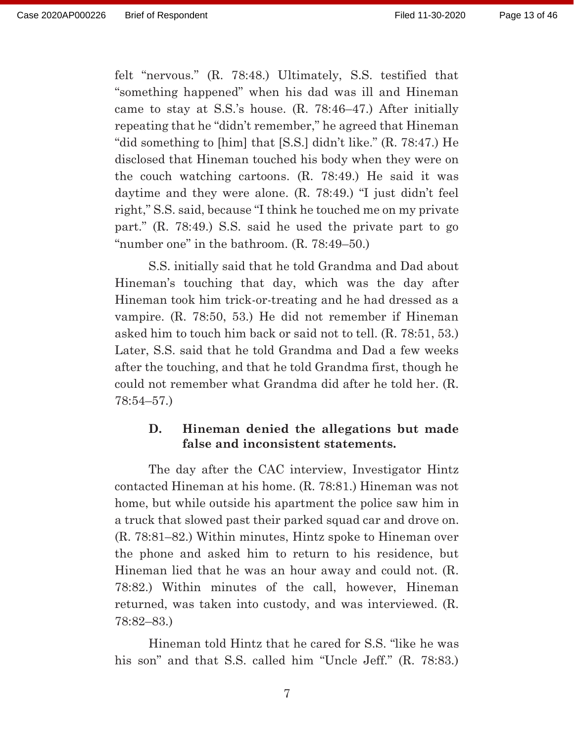felt "nervous." (R. 78:48.) Ultimately, S.S. testified that "something happened" when his dad was ill and Hineman came to stay at S.S.'s house. (R. 78:46–47.) After initially repeating that he "didn't remember," he agreed that Hineman "did something to [him] that [S.S.] didn't like." (R. 78:47.) He disclosed that Hineman touched his body when they were on the couch watching cartoons. (R. 78:49.) He said it was daytime and they were alone. (R. 78:49.) "I just didn't feel right," S.S. said, because "I think he touched me on my private part." (R. 78:49.) S.S. said he used the private part to go "number one" in the bathroom. (R. 78:49–50.)

S.S. initially said that he told Grandma and Dad about Hineman's touching that day, which was the day after Hineman took him trick-or-treating and he had dressed as a vampire. (R. 78:50, 53.) He did not remember if Hineman asked him to touch him back or said not to tell. (R. 78:51, 53.) Later, S.S. said that he told Grandma and Dad a few weeks after the touching, and that he told Grandma first, though he could not remember what Grandma did after he told her. (R. 78:54–57.)

### D. Hineman denied the allegations but made false and inconsistent statements.

The day after the CAC interview, Investigator Hintz contacted Hineman at his home. (R. 78:81.) Hineman was not home, but while outside his apartment the police saw him in a truck that slowed past their parked squad car and drove on. (R. 78:81–82.) Within minutes, Hintz spoke to Hineman over the phone and asked him to return to his residence, but Hineman lied that he was an hour away and could not. (R. 78:82.) Within minutes of the call, however, Hineman returned, was taken into custody, and was interviewed. (R. 78:82–83.)

Hineman told Hintz that he cared for S.S. "like he was his son" and that S.S. called him "Uncle Jeff." (R. 78:83.)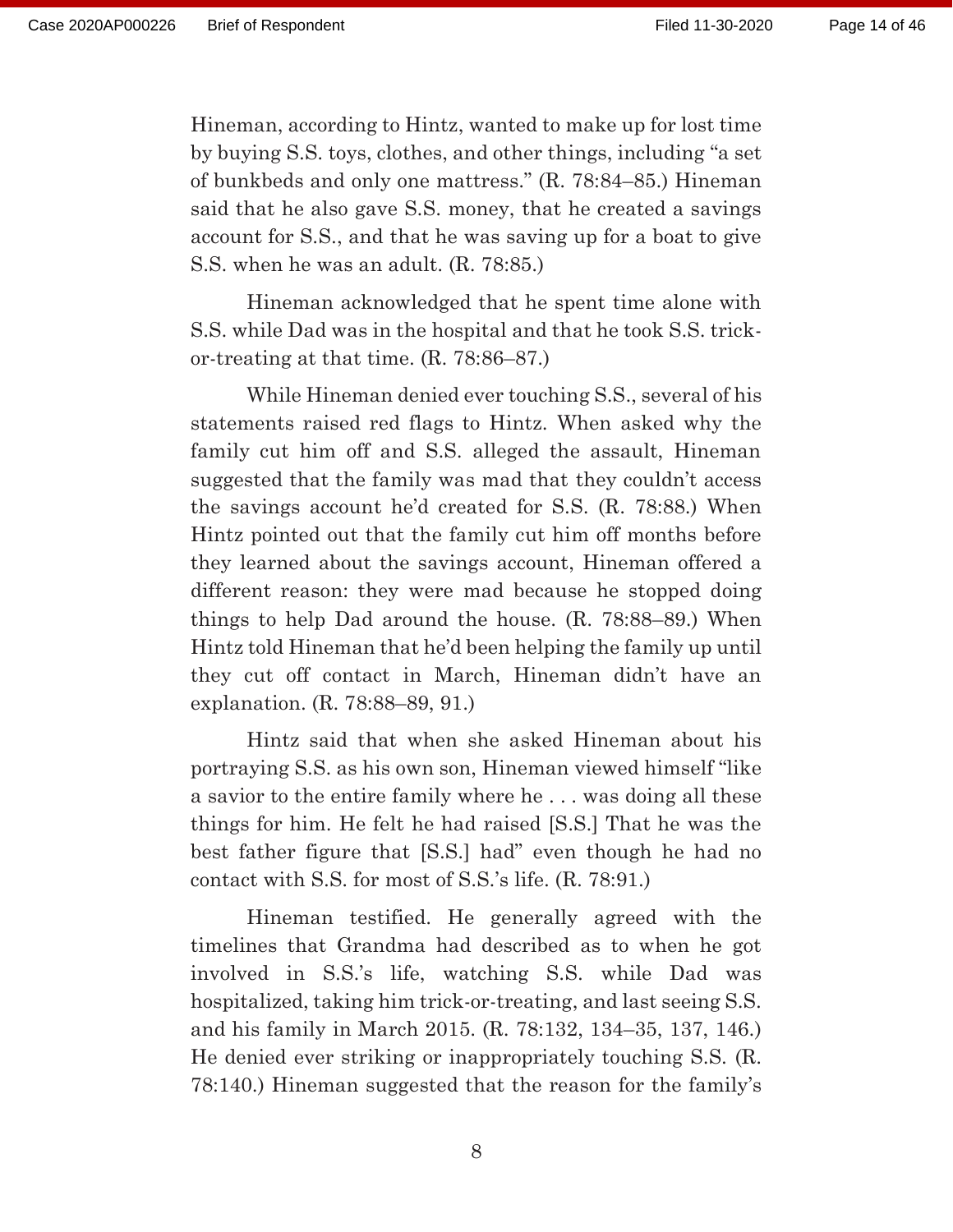Hineman, according to Hintz, wanted to make up for lost time by buying S.S. toys, clothes, and other things, including "a set of bunkbeds and only one mattress." (R. 78:84–85.) Hineman said that he also gave S.S. money, that he created a savings account for S.S., and that he was saving up for a boat to give S.S. when he was an adult. (R. 78:85.)

Hineman acknowledged that he spent time alone with S.S. while Dad was in the hospital and that he took S.S. trick-or-treating at that time. (R. 78:86–87.)

While Hineman denied ever touching S.S., several of his statements raised red flags to Hintz. When asked why the family cut him off and S.S. alleged the assault, Hineman suggested that the family was mad that they couldn't access the savings account he'd created for S.S. (R. 78:88.) When Hintz pointed out that the family cut him off months before they learned about the savings account, Hineman offered a different reason: they were mad because he stopped doing things to help Dad around the house. (R. 78:88–89.) When Hintz told Hineman that he'd been helping the family up until they cut off contact in March, Hineman didn't have an explanation. (R. 78:88–89, 91.)

Hintz said that when she asked Hineman about his portraying S.S. as his own son, Hineman viewed himself "like a savior to the entire family where he . . . was doing all these things for him. He felt he had raised [S.S.] That he was the best father figure that [S.S.] had" even though he had no contact with S.S. for most of S.S.'s life. (R. 78:91.)

Hineman testified. He generally agreed with the timelines that Grandma had described as to when he got involved in S.S.'s life, watching S.S. while Dad was hospitalized, taking him trick-or-treating, and last seeing S.S. and his family in March 2015. (R. 78:132, 134–35, 137, 146.) He denied ever striking or inappropriately touching S.S. (R. 78:140.) Hineman suggested that the reason for the family's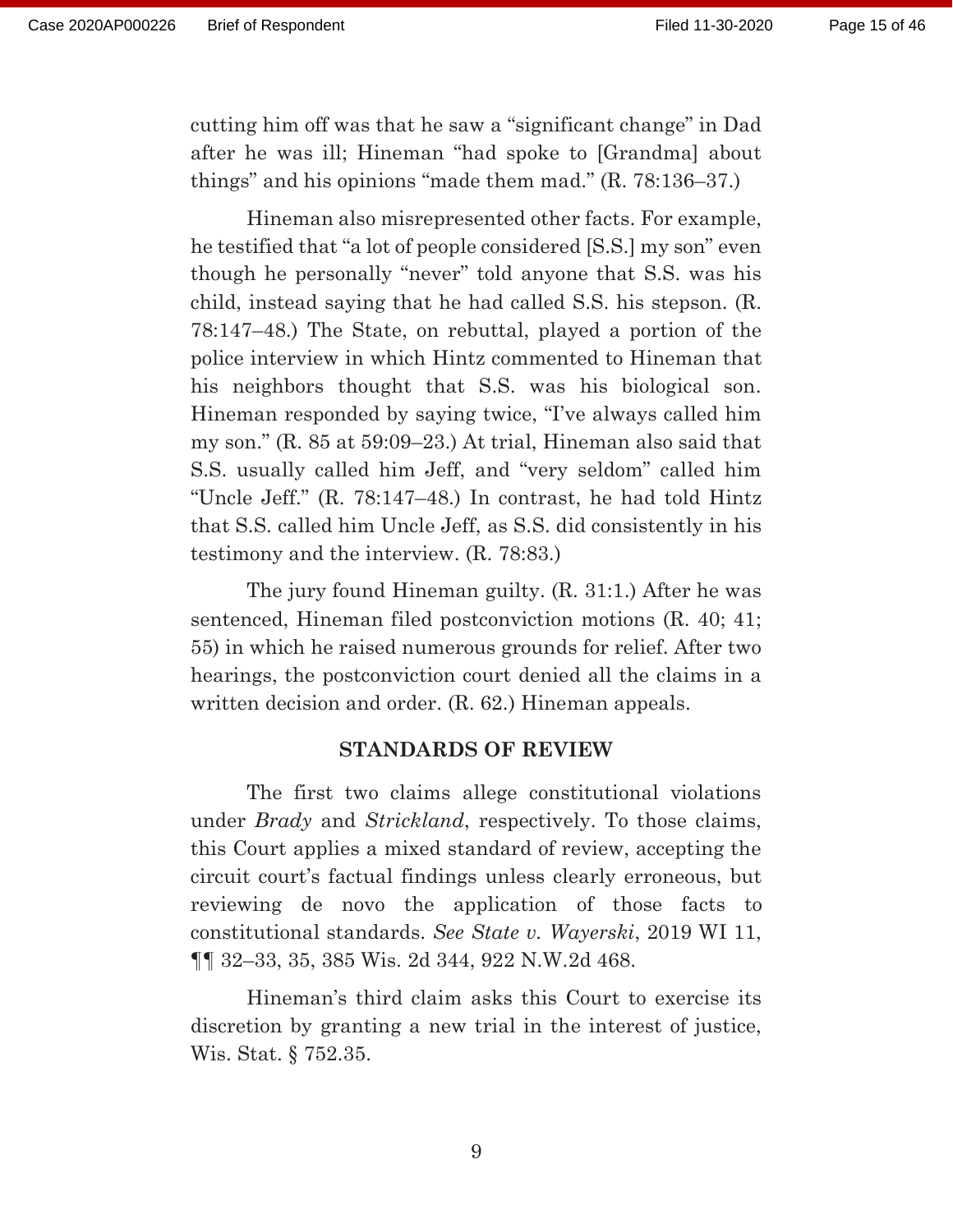cutting him off was that he saw a "significant change" in Dad after he was ill; Hineman "had spoke to [Grandma] about things" and his opinions "made them mad." (R. 78:136–37.)

Hineman also misrepresented other facts. For example, he testified that "a lot of people considered [S.S.] my son" even though he personally "never" told anyone that S.S. was his child, instead saying that he had called S.S. his stepson. (R. 78:147–48.) The State, on rebuttal, played a portion of the police interview in which Hintz commented to Hineman that his neighbors thought that S.S. was his biological son. Hineman responded by saying twice, "I've always called him my son." (R. 85 at 59:09–23.) At trial, Hineman also said that S.S. usually called him Jeff, and "very seldom" called him "Uncle Jeff." (R. 78:147–48.) In contrast, he had told Hintz that S.S. called him Uncle Jeff, as S.S. did consistently in his testimony and the interview. (R. 78:83.)

The jury found Hineman guilty. (R. 31:1.) After he was sentenced, Hineman filed postconviction motions (R. 40; 41; 55) in which he raised numerous grounds for relief. After two hearings, the postconviction court denied all the claims in a written decision and order. (R. 62.) Hineman appeals.

## STANDARDS OF REVIEW

The first two claims allege constitutional violations under *Brady* and *Strickland*, respectively. To those claims, this Court applies a mixed standard of review, accepting the circuit court's factual findings unless clearly erroneous, but reviewing de novo the application of those facts to constitutional standards. *See State v. Wayerski*, 2019 WI 11, ¶¶ 32–33, 35, 385 Wis. 2d 344, 922 N.W.2d 468.

Hineman's third claim asks this Court to exercise its discretion by granting a new trial in the interest of justice, Wis. Stat. § 752.35.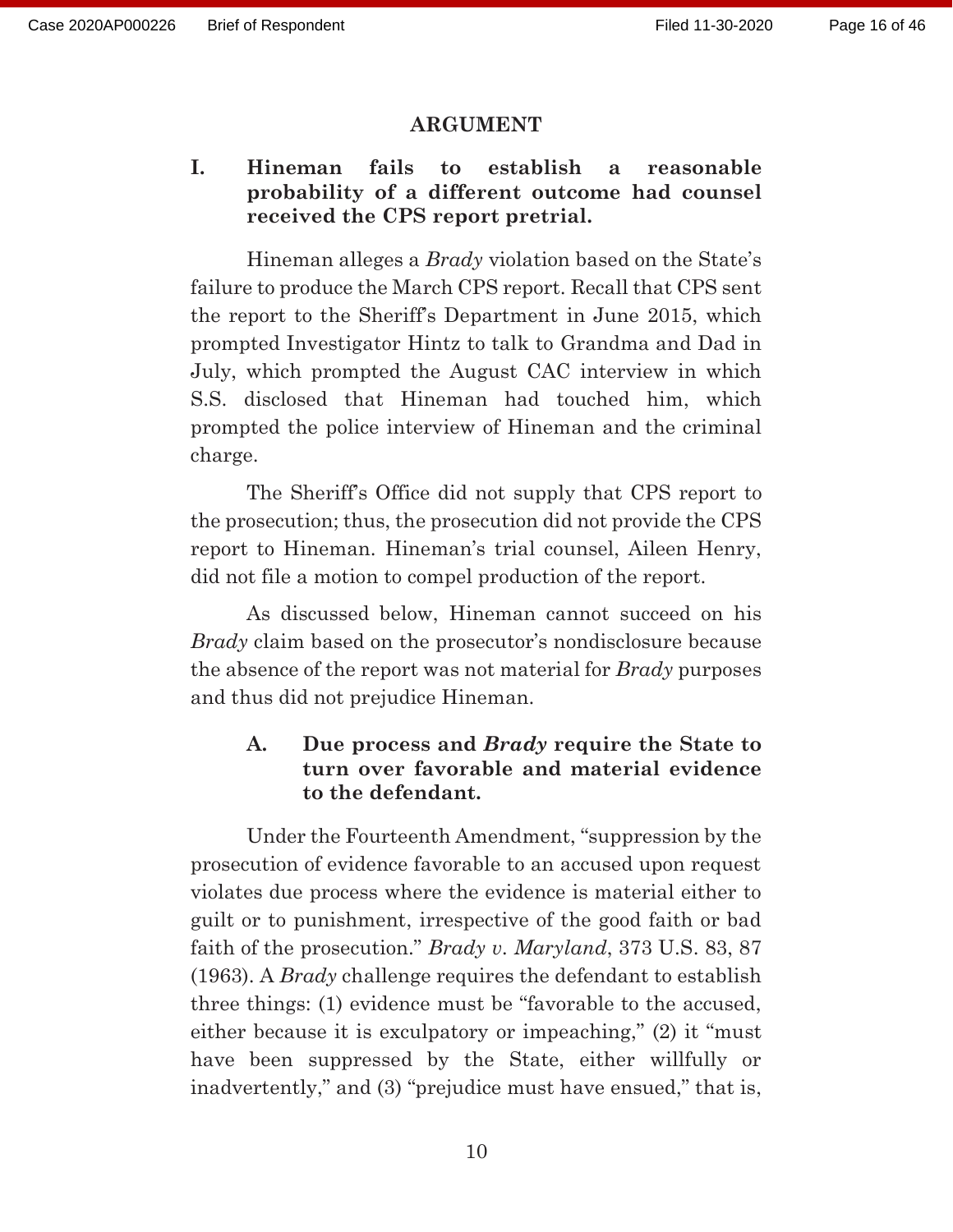## ARGUMENT

### I. Hineman fails to establish a reasonable probability of a different outcome had counsel received the CPS report pretrial.

Hineman alleges a *Brady* violation based on the State's failure to produce the March CPS report. Recall that CPS sent the report to the Sheriff's Department in June 2015, which prompted Investigator Hintz to talk to Grandma and Dad in July, which prompted the August CAC interview in which S.S. disclosed that Hineman had touched him, which prompted the police interview of Hineman and the criminal charge.

The Sheriff's Office did not supply that CPS report to the prosecution; thus, the prosecution did not provide the CPS report to Hineman. Hineman's trial counsel, Aileen Henry, did not file a motion to compel production of the report.

As discussed below, Hineman cannot succeed on his *Brady* claim based on the prosecutor's nondisclosure because the absence of the report was not material for *Brady* purposes and thus did not prejudice Hineman.

#### A. Due process and *Brady* require the State to turn over favorable and material evidence to the defendant.

Under the Fourteenth Amendment, "suppression by the prosecution of evidence favorable to an accused upon request violates due process where the evidence is material either to guilt or to punishment, irrespective of the good faith or bad faith of the prosecution." *Brady v. Maryland*, 373 U.S. 83, 87 (1963). A *Brady* challenge requires the defendant to establish three things: (1) evidence must be "favorable to the accused, either because it is exculpatory or impeaching," (2) it "must have been suppressed by the State, either willfully or inadvertently," and (3) "prejudice must have ensued," that is,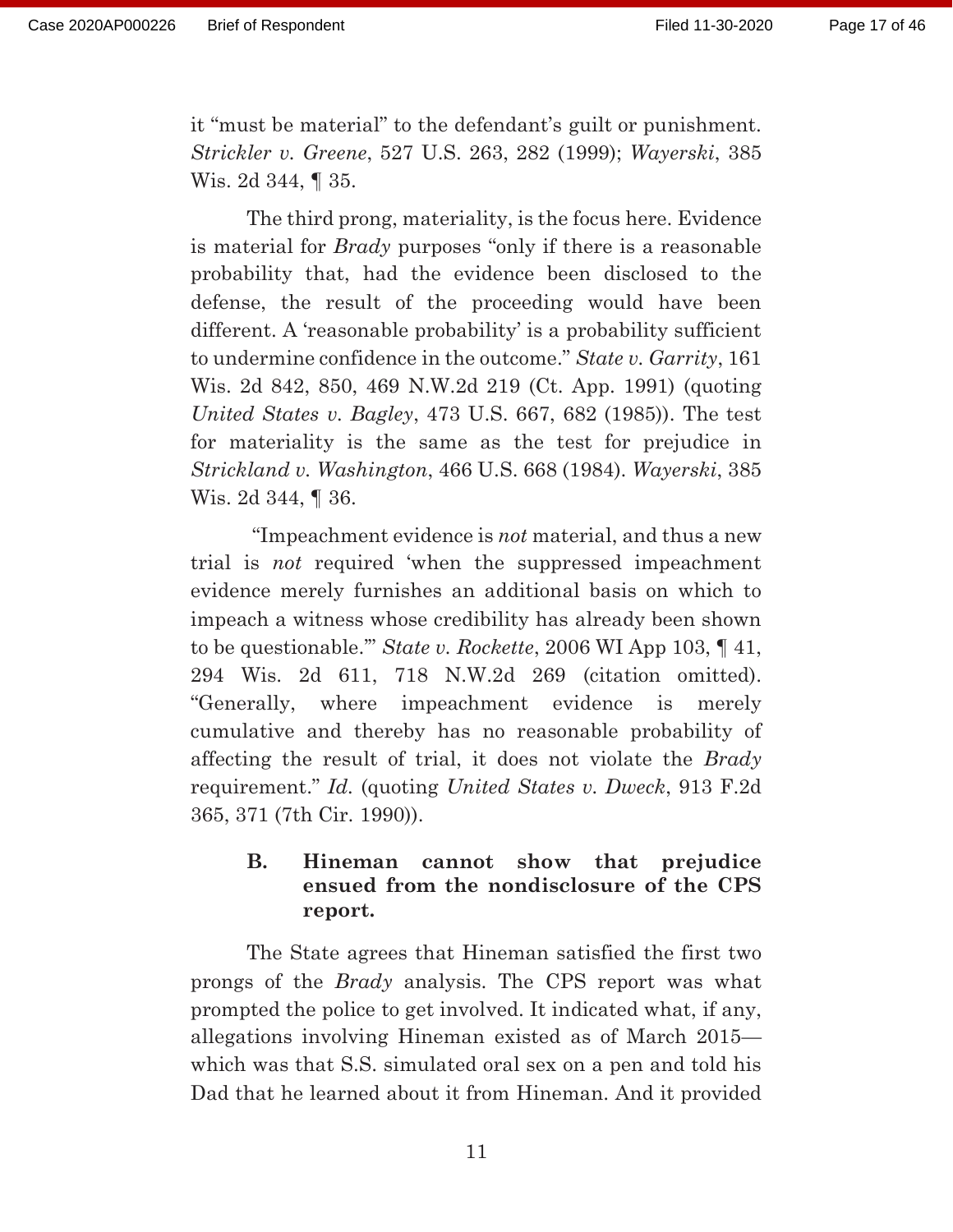it "must be material" to the defendant's guilt or punishment. *Strickler v. Greene*, 527 U.S. 263, 282 (1999); *Wayerski*, 385 Wis. 2d 344, ¶ 35.

The third prong, materiality, is the focus here. Evidence is material for *Brady* purposes "only if there is a reasonable probability that, had the evidence been disclosed to the defense, the result of the proceeding would have been different. A 'reasonable probability' is a probability sufficient to undermine confidence in the outcome." *State v. Garrity*, 161 Wis. 2d 842, 850, 469 N.W.2d 219 (Ct. App. 1991) (quoting *United States v. Bagley*, 473 U.S. 667, 682 (1985)). The test for materiality is the same as the test for prejudice in *Strickland v. Washington*, 466 U.S. 668 (1984). *Wayerski*, 385 Wis. 2d 344, ¶ 36.

"Impeachment evidence is *not* material, and thus a new trial is *not* required 'when the suppressed impeachment evidence merely furnishes an additional basis on which to impeach a witness whose credibility has already been shown to be questionable.'" *State v. Rockette*, 2006 WI App 103, ¶ 41, 294 Wis. 2d 611, 718 N.W.2d 269 (citation omitted). "Generally, where impeachment evidence is merely cumulative and thereby has no reasonable probability of affecting the result of trial, it does not violate the *Brady* requirement." *Id.* (quoting *United States v. Dweck*, 913 F.2d 365, 371 (7th Cir. 1990)).

### B. Hineman cannot show that prejudice ensued from the nondisclosure of the CPS report.

The State agrees that Hineman satisfied the first two prongs of the *Brady* analysis. The CPS report was what prompted the police to get involved. It indicated what, if any, allegations involving Hineman existed as of March 2015—which was that S.S. simulated oral sex on a pen and told his Dad that he learned about it from Hineman. And it provided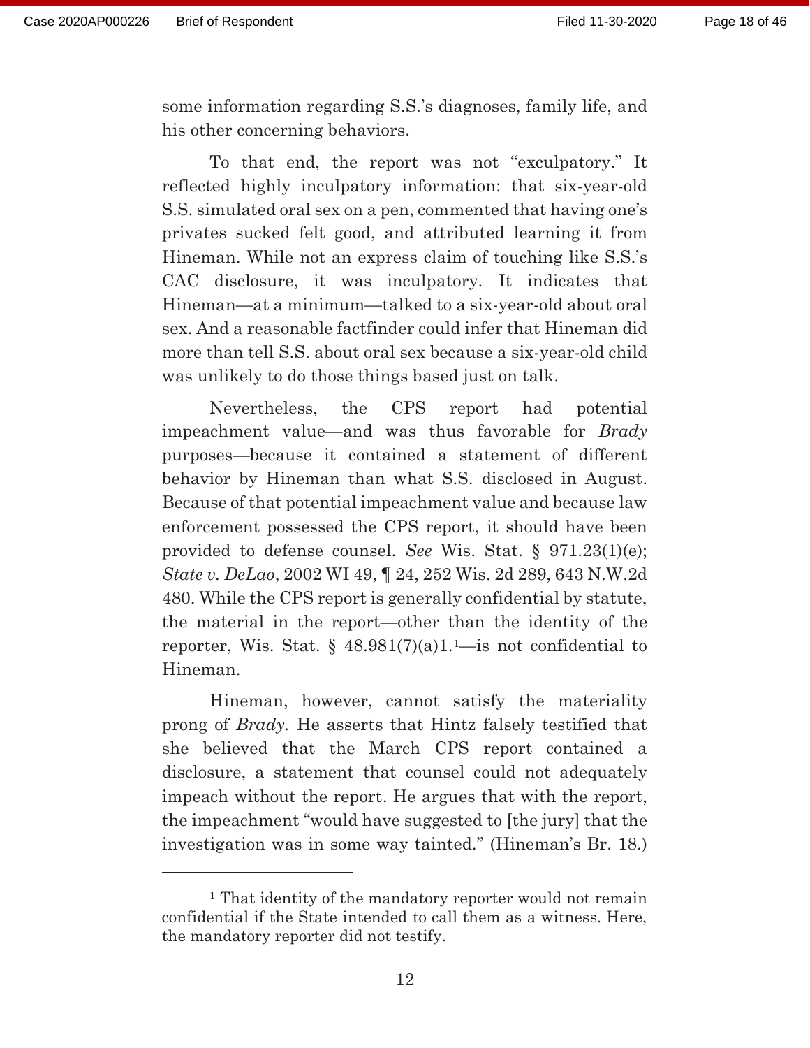some information regarding S.S.'s diagnoses, family life, and his other concerning behaviors.

To that end, the report was not "exculpatory." It reflected highly inculpatory information: that six-year-old S.S. simulated oral sex on a pen, commented that having one's privates sucked felt good, and attributed learning it from Hineman. While not an express claim of touching like S.S.'s CAC disclosure, it was inculpatory. It indicates that Hineman—at a minimum—talked to a six-year-old about oral sex. And a reasonable factfinder could infer that Hineman did more than tell S.S. about oral sex because a six-year-old child was unlikely to do those things based just on talk.

Nevertheless, the CPS report had potential impeachment value—and was thus favorable for *Brady* purposes—because it contained a statement of different behavior by Hineman than what S.S. disclosed in August. Because of that potential impeachment value and because law enforcement possessed the CPS report, it should have been provided to defense counsel. *See* Wis. Stat. § 971.23(1)(e); *State v. DeLao*, 2002 WI 49, ¶ 24, 252 Wis. 2d 289, 643 N.W.2d 480. While the CPS report is generally confidential by statute, the material in the report—other than the identity of the reporter, Wis. Stat. § 48.981(7)(a)1.[1]—is not confidential to Hineman.

Hineman, however, cannot satisfy the materiality prong of *Brady*. He asserts that Hintz falsely testified that she believed that the March CPS report contained a disclosure, a statement that counsel could not adequately impeach without the report. He argues that with the report, the impeachment "would have suggested to [the jury] that the investigation was in some way tainted." (Hineman's Br. 18.)

---

[1] That identity of the mandatory reporter would not remain confidential if the State intended to call them as a witness. Here, the mandatory reporter did not testify.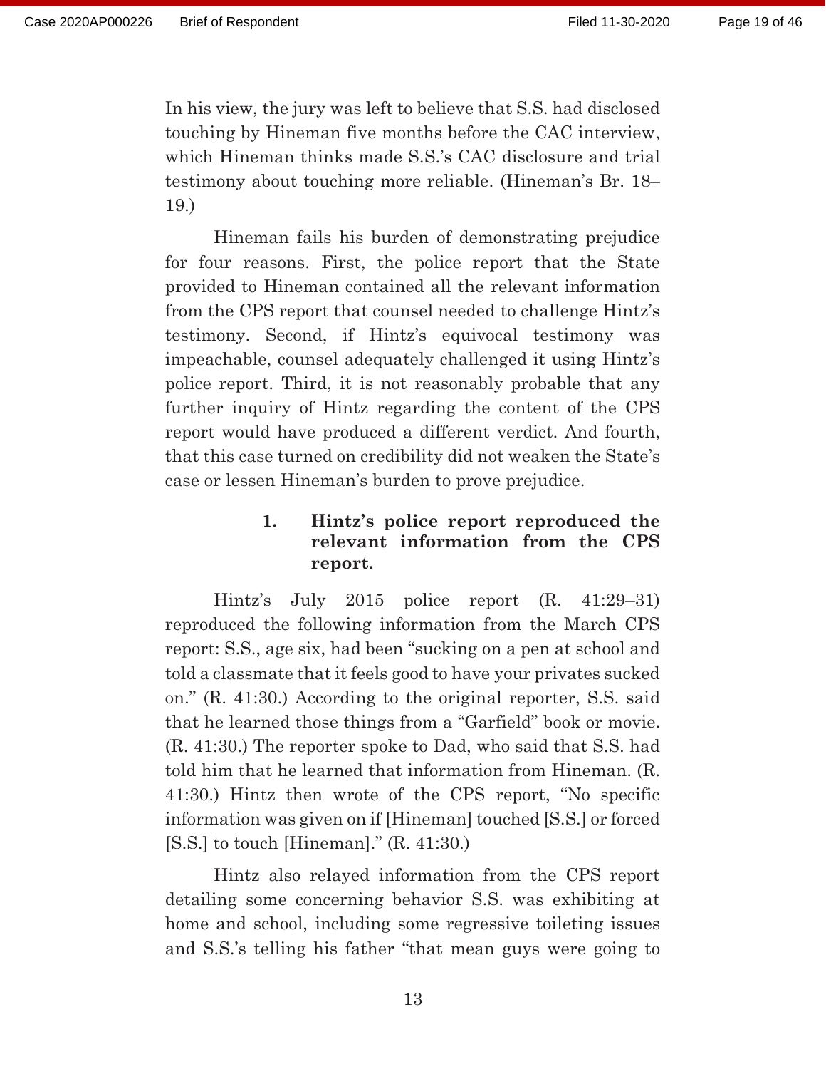In his view, the jury was left to believe that S.S. had disclosed touching by Hineman five months before the CAC interview, which Hineman thinks made S.S.'s CAC disclosure and trial testimony about touching more reliable. (Hineman's Br. 18–19.)

Hineman fails his burden of demonstrating prejudice for four reasons. First, the police report that the State provided to Hineman contained all the relevant information from the CPS report that counsel needed to challenge Hintz's testimony. Second, if Hintz's equivocal testimony was impeachable, counsel adequately challenged it using Hintz's police report. Third, it is not reasonably probable that any further inquiry of Hintz regarding the content of the CPS report would have produced a different verdict. And fourth, that this case turned on credibility did not weaken the State's case or lessen Hineman's burden to prove prejudice.

**1. Hintz's police report reproduced the relevant information from the CPS report.**

Hintz's July 2015 police report (R. 41:29–31) reproduced the following information from the March CPS report: S.S., age six, had been "sucking on a pen at school and told a classmate that it feels good to have your privates sucked on." (R. 41:30.) According to the original reporter, S.S. said that he learned those things from a "Garfield" book or movie. (R. 41:30.) The reporter spoke to Dad, who said that S.S. had told him that he learned that information from Hineman. (R. 41:30.) Hintz then wrote of the CPS report, "No specific information was given on if [Hineman] touched [S.S.] or forced [S.S.] to touch [Hineman]." (R. 41:30.)

Hintz also relayed information from the CPS report detailing some concerning behavior S.S. was exhibiting at home and school, including some regressive toileting issues and S.S.'s telling his father "that mean guys were going to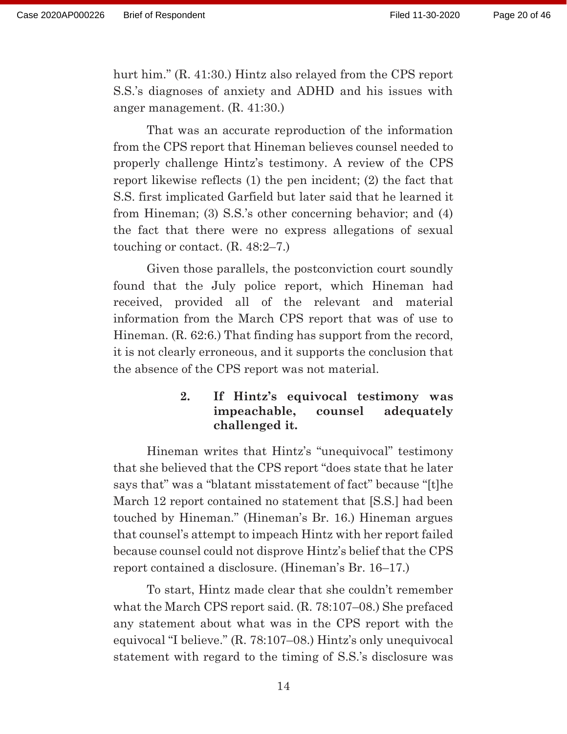hurt him." (R. 41:30.) Hintz also relayed from the CPS report S.S.'s diagnoses of anxiety and ADHD and his issues with anger management. (R. 41:30.)

That was an accurate reproduction of the information from the CPS report that Hineman believes counsel needed to properly challenge Hintz's testimony. A review of the CPS report likewise reflects (1) the pen incident; (2) the fact that S.S. first implicated Garfield but later said that he learned it from Hineman; (3) S.S.'s other concerning behavior; and (4) the fact that there were no express allegations of sexual touching or contact. (R. 48:2–7.)

Given those parallels, the postconviction court soundly found that the July police report, which Hineman had received, provided all of the relevant and material information from the March CPS report that was of use to Hineman. (R. 62:6.) That finding has support from the record, it is not clearly erroneous, and it supports the conclusion that the absence of the CPS report was not material.

#### 2. If Hintz's equivocal testimony was impeachable, counsel adequately challenged it.

Hineman writes that Hintz's "unequivocal" testimony that she believed that the CPS report "does state that he later says that" was a "blatant misstatement of fact" because "[t]he March 12 report contained no statement that [S.S.] had been touched by Hineman." (Hineman's Br. 16.) Hineman argues that counsel's attempt to impeach Hintz with her report failed because counsel could not disprove Hintz's belief that the CPS report contained a disclosure. (Hineman's Br. 16–17.)

To start, Hintz made clear that she couldn't remember what the March CPS report said. (R. 78:107–08.) She prefaced any statement about what was in the CPS report with the equivocal "I believe." (R. 78:107–08.) Hintz's only unequivocal statement with regard to the timing of S.S.'s disclosure was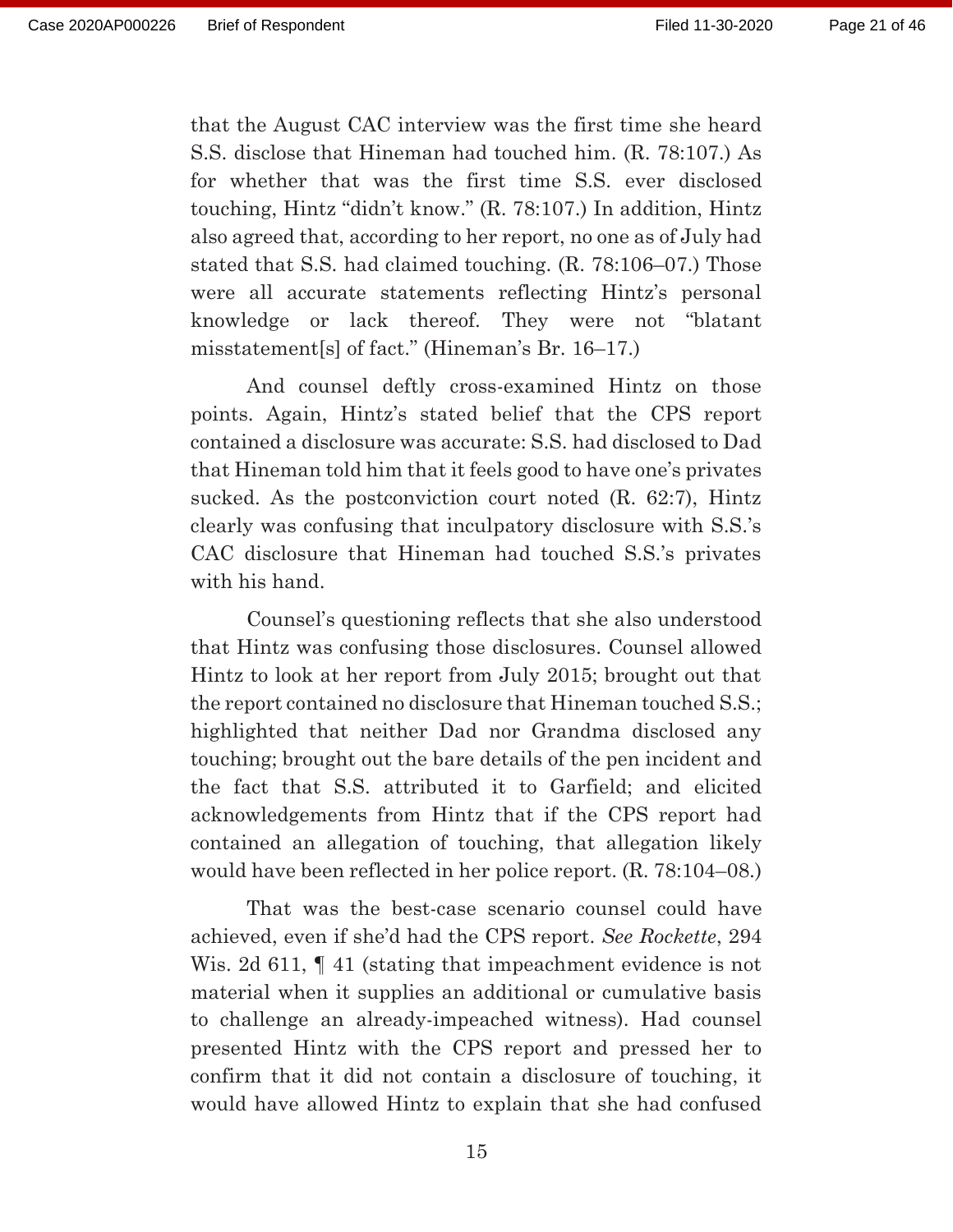that the August CAC interview was the first time she heard S.S. disclose that Hineman had touched him. (R. 78:107.) As for whether that was the first time S.S. ever disclosed touching, Hintz "didn't know." (R. 78:107.) In addition, Hintz also agreed that, according to her report, no one as of July had stated that S.S. had claimed touching. (R. 78:106–07.) Those were all accurate statements reflecting Hintz's personal knowledge or lack thereof. They were not "blatant misstatement[s] of fact." (Hineman's Br. 16–17.)

And counsel deftly cross-examined Hintz on those points. Again, Hintz's stated belief that the CPS report contained a disclosure was accurate: S.S. had disclosed to Dad that Hineman told him that it feels good to have one's privates sucked. As the postconviction court noted (R. 62:7), Hintz clearly was confusing that inculpatory disclosure with S.S.'s CAC disclosure that Hineman had touched S.S.'s privates with his hand.

Counsel's questioning reflects that she also understood that Hintz was confusing those disclosures. Counsel allowed Hintz to look at her report from July 2015; brought out that the report contained no disclosure that Hineman touched S.S.; highlighted that neither Dad nor Grandma disclosed any touching; brought out the bare details of the pen incident and the fact that S.S. attributed it to Garfield; and elicited acknowledgements from Hintz that if the CPS report had contained an allegation of touching, that allegation likely would have been reflected in her police report. (R. 78:104–08.)

That was the best-case scenario counsel could have achieved, even if she'd had the CPS report. *See Rockette*, 294 Wis. 2d 611, ¶ 41 (stating that impeachment evidence is not material when it supplies an additional or cumulative basis to challenge an already-impeached witness). Had counsel presented Hintz with the CPS report and pressed her to confirm that it did not contain a disclosure of touching, it would have allowed Hintz to explain that she had confused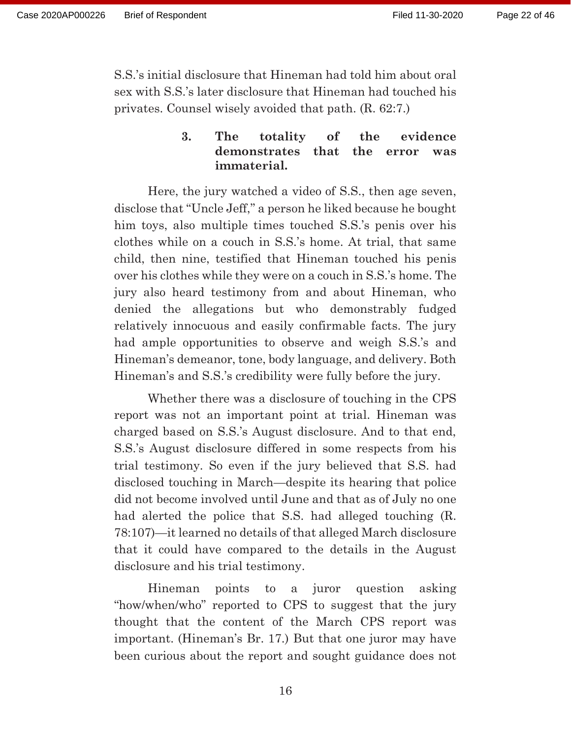S.S.'s initial disclosure that Hineman had told him about oral sex with S.S.'s later disclosure that Hineman had touched his privates. Counsel wisely avoided that path. (R. 62:7.)

### 3. The totality of the evidence demonstrates that the error was immaterial.

Here, the jury watched a video of S.S., then age seven, disclose that "Uncle Jeff," a person he liked because he bought him toys, also multiple times touched S.S.'s penis over his clothes while on a couch in S.S.'s home. At trial, that same child, then nine, testified that Hineman touched his penis over his clothes while they were on a couch in S.S.'s home. The jury also heard testimony from and about Hineman, who denied the allegations but who demonstrably fudged relatively innocuous and easily confirmable facts. The jury had ample opportunities to observe and weigh S.S.'s and Hineman's demeanor, tone, body language, and delivery. Both Hineman's and S.S.'s credibility were fully before the jury.

Whether there was a disclosure of touching in the CPS report was not an important point at trial. Hineman was charged based on S.S.'s August disclosure. And to that end, S.S.'s August disclosure differed in some respects from his trial testimony. So even if the jury believed that S.S. had disclosed touching in March—despite its hearing that police did not become involved until June and that as of July no one had alerted the police that S.S. had alleged touching (R. 78:107)—it learned no details of that alleged March disclosure that it could have compared to the details in the August disclosure and his trial testimony.

Hineman points to a juror question asking "how/when/who" reported to CPS to suggest that the jury thought that the content of the March CPS report was important. (Hineman's Br. 17.) But that one juror may have been curious about the report and sought guidance does not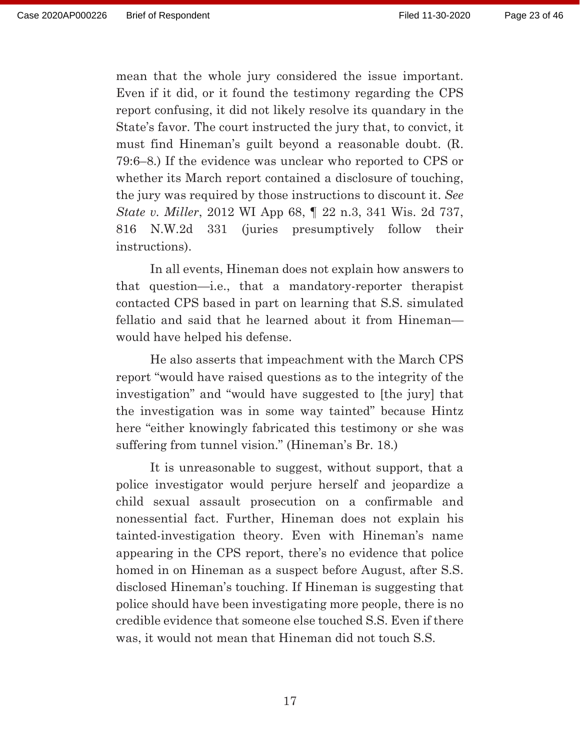mean that the whole jury considered the issue important. Even if it did, or it found the testimony regarding the CPS report confusing, it did not likely resolve its quandary in the State's favor. The court instructed the jury that, to convict, it must find Hineman's guilt beyond a reasonable doubt. (R. 79:6–8.) If the evidence was unclear who reported to CPS or whether its March report contained a disclosure of touching, the jury was required by those instructions to discount it. *See State v. Miller*, 2012 WI App 68, ¶ 22 n.3, 341 Wis. 2d 737, 816 N.W.2d 331 (juries presumptively follow their instructions).

In all events, Hineman does not explain how answers to that question—i.e., that a mandatory-reporter therapist contacted CPS based in part on learning that S.S. simulated fellatio and said that he learned about it from Hineman—would have helped his defense.

He also asserts that impeachment with the March CPS report "would have raised questions as to the integrity of the investigation" and "would have suggested to [the jury] that the investigation was in some way tainted" because Hintz here "either knowingly fabricated this testimony or she was suffering from tunnel vision." (Hineman's Br. 18.)

It is unreasonable to suggest, without support, that a police investigator would perjure herself and jeopardize a child sexual assault prosecution on a confirmable and nonessential fact. Further, Hineman does not explain his tainted-investigation theory. Even with Hineman's name appearing in the CPS report, there's no evidence that police homed in on Hineman as a suspect before August, after S.S. disclosed Hineman's touching. If Hineman is suggesting that police should have been investigating more people, there is no credible evidence that someone else touched S.S. Even if there was, it would not mean that Hineman did not touch S.S.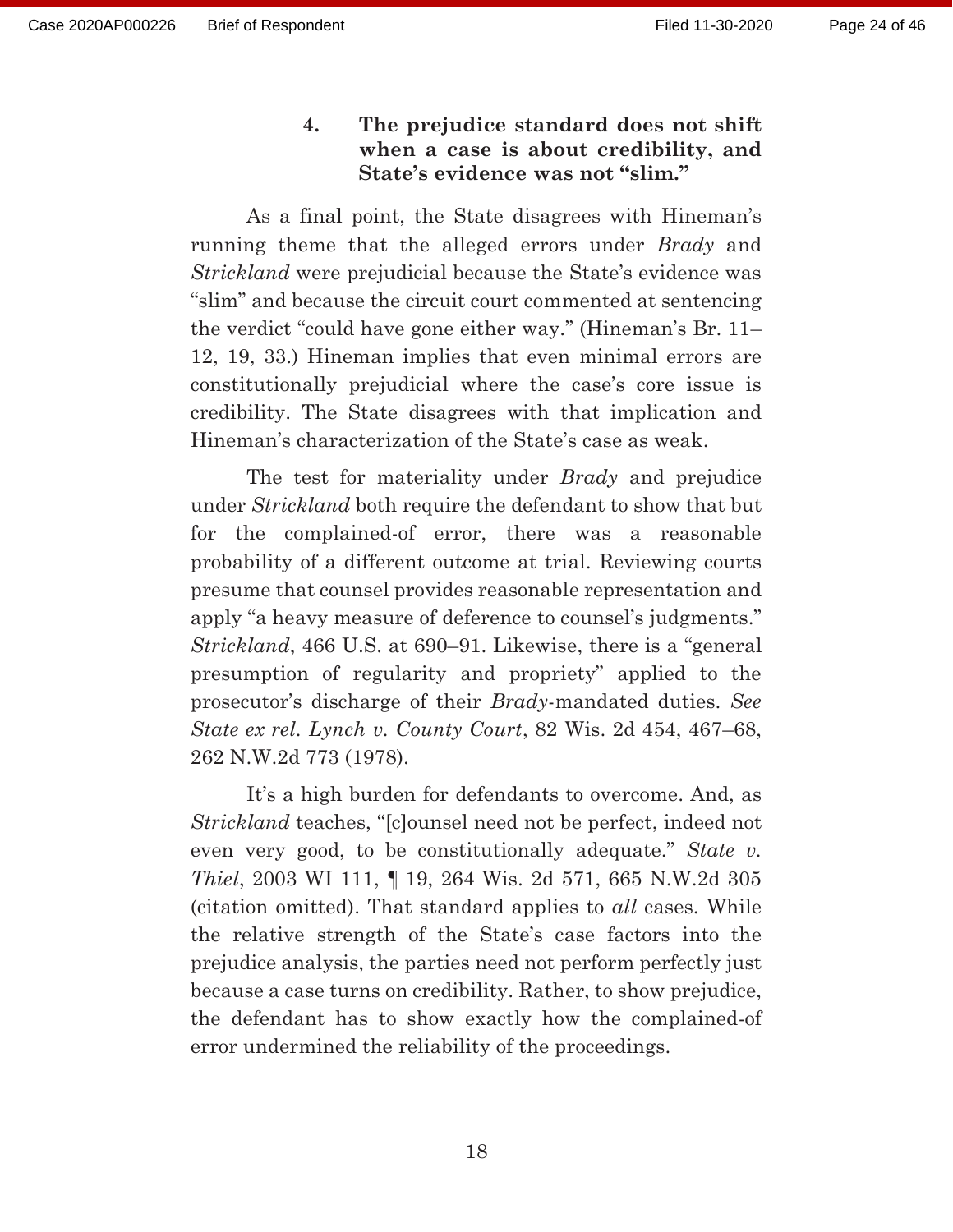#### 4. The prejudice standard does not shift when a case is about credibility, and State's evidence was not "slim."

As a final point, the State disagrees with Hineman's running theme that the alleged errors under *Brady* and *Strickland* were prejudicial because the State's evidence was "slim" and because the circuit court commented at sentencing the verdict "could have gone either way." (Hineman's Br. 11–12, 19, 33.) Hineman implies that even minimal errors are constitutionally prejudicial where the case's core issue is credibility. The State disagrees with that implication and Hineman's characterization of the State's case as weak.

The test for materiality under *Brady* and prejudice under *Strickland* both require the defendant to show that but for the complained-of error, there was a reasonable probability of a different outcome at trial. Reviewing courts presume that counsel provides reasonable representation and apply "a heavy measure of deference to counsel's judgments." *Strickland*, 466 U.S. at 690–91. Likewise, there is a "general presumption of regularity and propriety" applied to the prosecutor's discharge of their *Brady*-mandated duties. *See State ex rel. Lynch v. County Court*, 82 Wis. 2d 454, 467–68, 262 N.W.2d 773 (1978).

It's a high burden for defendants to overcome. And, as *Strickland* teaches, "[c]ounsel need not be perfect, indeed not even very good, to be constitutionally adequate." *State v. Thiel*, 2003 WI 111, ¶ 19, 264 Wis. 2d 571, 665 N.W.2d 305 (citation omitted). That standard applies to *all* cases. While the relative strength of the State's case factors into the prejudice analysis, the parties need not perform perfectly just because a case turns on credibility. Rather, to show prejudice, the defendant has to show exactly how the complained-of error undermined the reliability of the proceedings.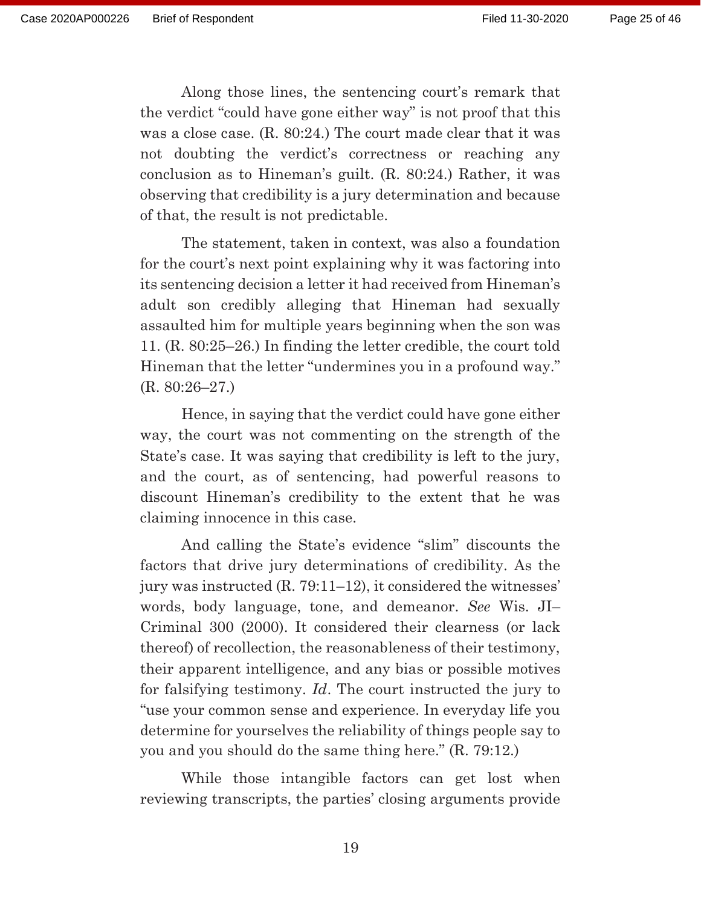Along those lines, the sentencing court's remark that the verdict "could have gone either way" is not proof that this was a close case. (R. 80:24.) The court made clear that it was not doubting the verdict's correctness or reaching any conclusion as to Hineman's guilt. (R. 80:24.) Rather, it was observing that credibility is a jury determination and because of that, the result is not predictable.

The statement, taken in context, was also a foundation for the court's next point explaining why it was factoring into its sentencing decision a letter it had received from Hineman's adult son credibly alleging that Hineman had sexually assaulted him for multiple years beginning when the son was 11. (R. 80:25–26.) In finding the letter credible, the court told Hineman that the letter "undermines you in a profound way." (R. 80:26–27.)

Hence, in saying that the verdict could have gone either way, the court was not commenting on the strength of the State's case. It was saying that credibility is left to the jury, and the court, as of sentencing, had powerful reasons to discount Hineman's credibility to the extent that he was claiming innocence in this case.

And calling the State's evidence "slim" discounts the factors that drive jury determinations of credibility. As the jury was instructed (R. 79:11–12), it considered the witnesses' words, body language, tone, and demeanor. *See* Wis. JI–Criminal 300 (2000). It considered their clearness (or lack thereof) of recollection, the reasonableness of their testimony, their apparent intelligence, and any bias or possible motives for falsifying testimony. *Id*. The court instructed the jury to "use your common sense and experience. In everyday life you determine for yourselves the reliability of things people say to you and you should do the same thing here." (R. 79:12.)

While those intangible factors can get lost when reviewing transcripts, the parties' closing arguments provide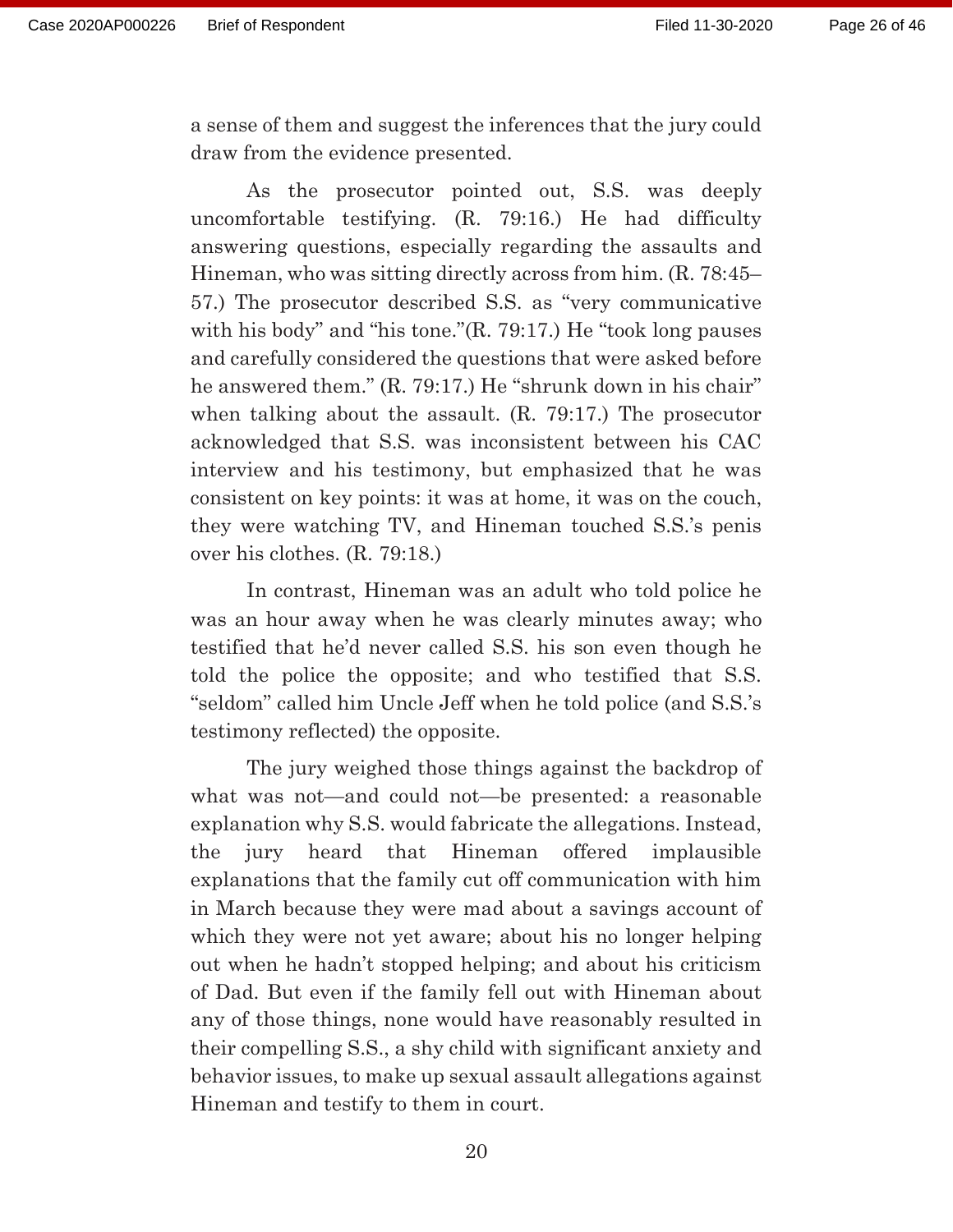a sense of them and suggest the inferences that the jury could draw from the evidence presented.

As the prosecutor pointed out, S.S. was deeply uncomfortable testifying. (R. 79:16.) He had difficulty answering questions, especially regarding the assaults and Hineman, who was sitting directly across from him. (R. 78:45–57.) The prosecutor described S.S. as "very communicative with his body" and "his tone."(R. 79:17.) He "took long pauses and carefully considered the questions that were asked before he answered them." (R. 79:17.) He "shrunk down in his chair" when talking about the assault. (R. 79:17.) The prosecutor acknowledged that S.S. was inconsistent between his CAC interview and his testimony, but emphasized that he was consistent on key points: it was at home, it was on the couch, they were watching TV, and Hineman touched S.S.'s penis over his clothes. (R. 79:18.)

In contrast, Hineman was an adult who told police he was an hour away when he was clearly minutes away; who testified that he'd never called S.S. his son even though he told the police the opposite; and who testified that S.S. "seldom" called him Uncle Jeff when he told police (and S.S.'s testimony reflected) the opposite.

The jury weighed those things against the backdrop of what was not—and could not—be presented: a reasonable explanation why S.S. would fabricate the allegations. Instead, the jury heard that Hineman offered implausible explanations that the family cut off communication with him in March because they were mad about a savings account of which they were not yet aware; about his no longer helping out when he hadn't stopped helping; and about his criticism of Dad. But even if the family fell out with Hineman about any of those things, none would have reasonably resulted in their compelling S.S., a shy child with significant anxiety and behavior issues, to make up sexual assault allegations against Hineman and testify to them in court.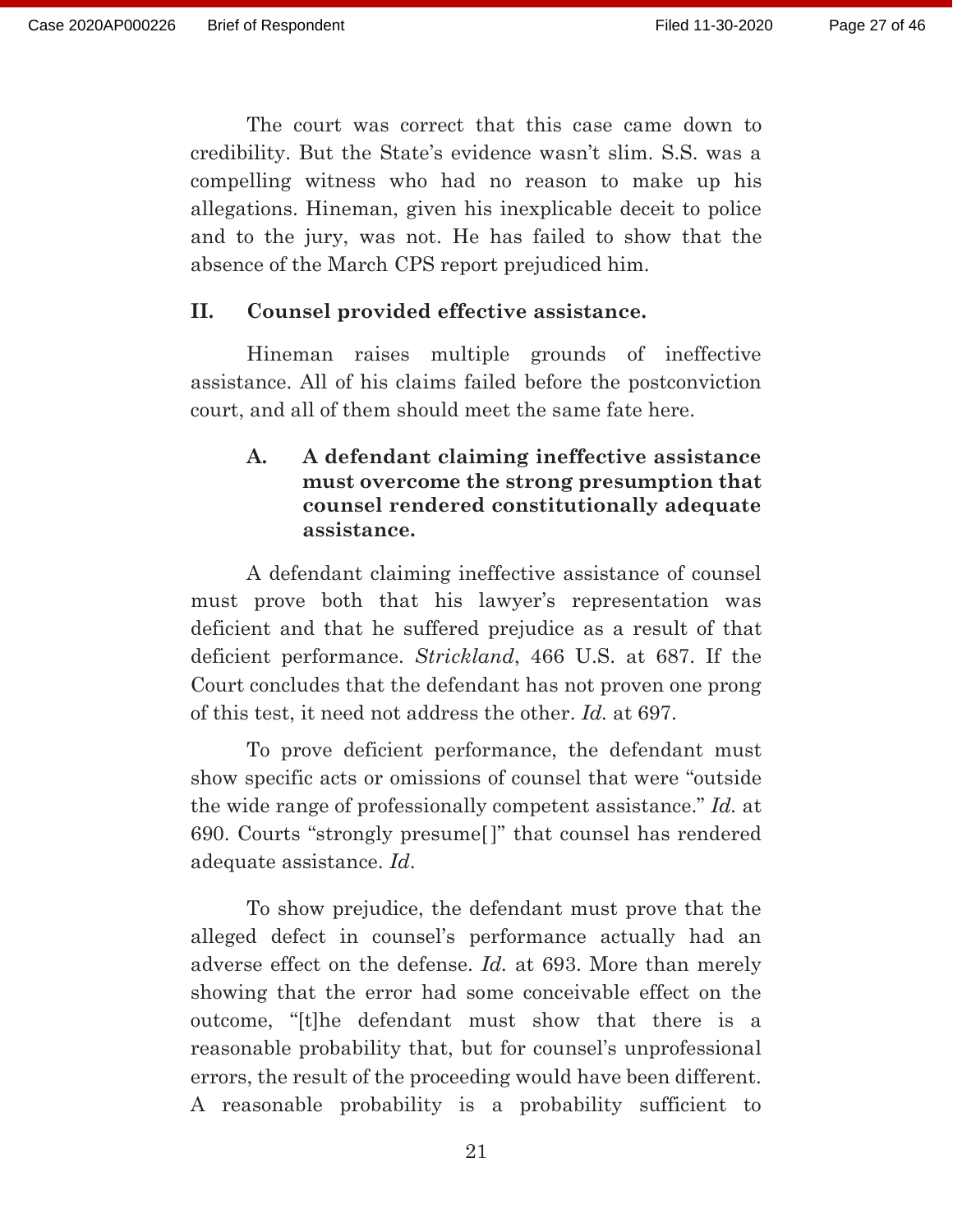The court was correct that this case came down to credibility. But the State's evidence wasn't slim. S.S. was a compelling witness who had no reason to make up his allegations. Hineman, given his inexplicable deceit to police and to the jury, was not. He has failed to show that the absence of the March CPS report prejudiced him.

## II. Counsel provided effective assistance.

Hineman raises multiple grounds of ineffective assistance. All of his claims failed before the postconviction court, and all of them should meet the same fate here.

### A. A defendant claiming ineffective assistance must overcome the strong presumption that counsel rendered constitutionally adequate assistance.

A defendant claiming ineffective assistance of counsel must prove both that his lawyer's representation was deficient and that he suffered prejudice as a result of that deficient performance. *Strickland*, 466 U.S. at 687. If the Court concludes that the defendant has not proven one prong of this test, it need not address the other. *Id.* at 697.

To prove deficient performance, the defendant must show specific acts or omissions of counsel that were "outside the wide range of professionally competent assistance." *Id.* at 690. Courts "strongly presume[]" that counsel has rendered adequate assistance. *Id.*

To show prejudice, the defendant must prove that the alleged defect in counsel's performance actually had an adverse effect on the defense. *Id.* at 693. More than merely showing that the error had some conceivable effect on the outcome, "[t]he defendant must show that there is a reasonable probability that, but for counsel's unprofessional errors, the result of the proceeding would have been different. A reasonable probability is a probability sufficient to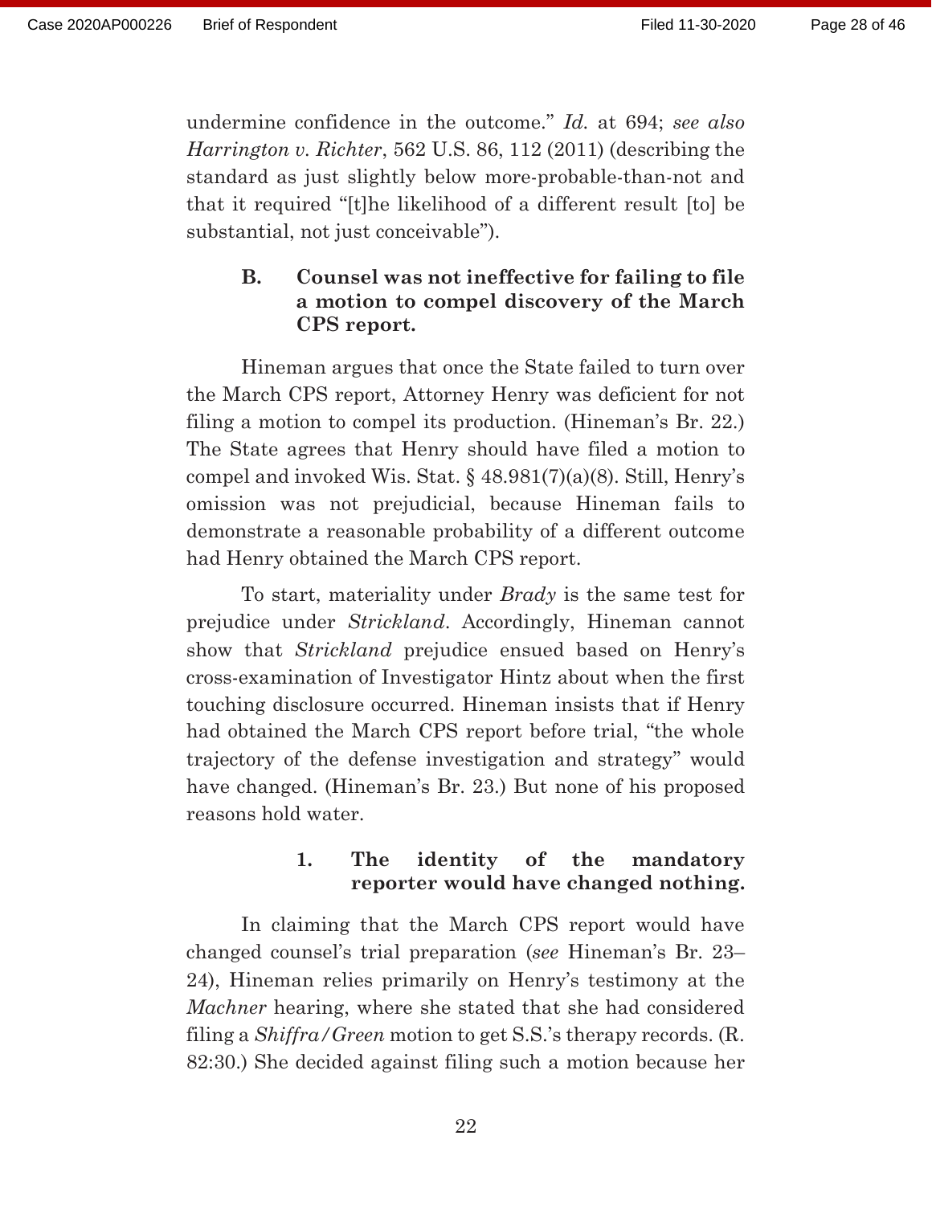undermine confidence in the outcome." *Id.* at 694; *see also Harrington v. Richter*, 562 U.S. 86, 112 (2011) (describing the standard as just slightly below more-probable-than-not and that it required "[t]he likelihood of a different result [to] be substantial, not just conceivable").

### B. Counsel was not ineffective for failing to file a motion to compel discovery of the March CPS report.

Hineman argues that once the State failed to turn over the March CPS report, Attorney Henry was deficient for not filing a motion to compel its production. (Hineman's Br. 22.) The State agrees that Henry should have filed a motion to compel and invoked Wis. Stat. § 48.981(7)(a)(8). Still, Henry's omission was not prejudicial, because Hineman fails to demonstrate a reasonable probability of a different outcome had Henry obtained the March CPS report.

To start, materiality under *Brady* is the same test for prejudice under *Strickland*. Accordingly, Hineman cannot show that *Strickland* prejudice ensued based on Henry's cross-examination of Investigator Hintz about when the first touching disclosure occurred. Hineman insists that if Henry had obtained the March CPS report before trial, "the whole trajectory of the defense investigation and strategy" would have changed. (Hineman's Br. 23.) But none of his proposed reasons hold water.

#### 1. The identity of the mandatory reporter would have changed nothing.

In claiming that the March CPS report would have changed counsel's trial preparation (*see* Hineman's Br. 23–24), Hineman relies primarily on Henry's testimony at the *Machner* hearing, where she stated that she had considered filing a *Shiffra/Green* motion to get S.S.'s therapy records. (R. 82:30.) She decided against filing such a motion because her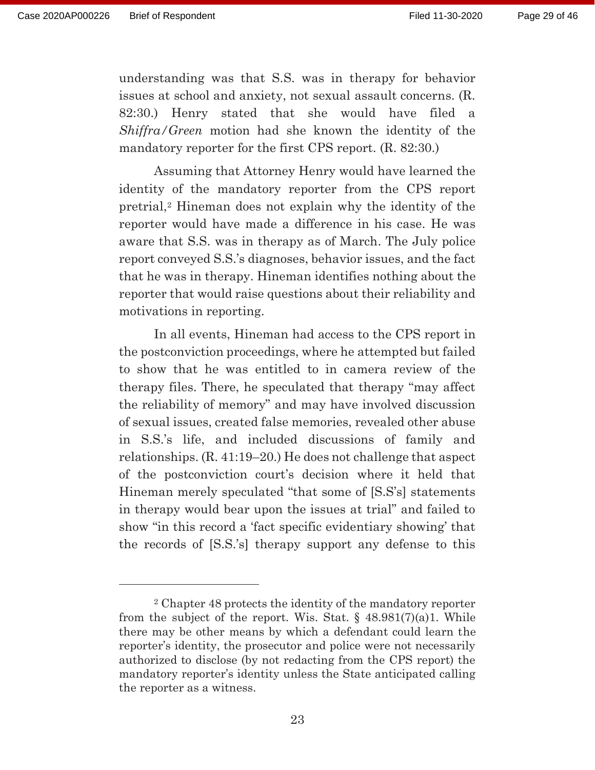understanding was that S.S. was in therapy for behavior issues at school and anxiety, not sexual assault concerns. (R. 82:30.) Henry stated that she would have filed a *Shiffra/Green* motion had she known the identity of the mandatory reporter for the first CPS report. (R. 82:30.)

Assuming that Attorney Henry would have learned the identity of the mandatory reporter from the CPS report pretrial,[2] Hineman does not explain why the identity of the reporter would have made a difference in his case. He was aware that S.S. was in therapy as of March. The July police report conveyed S.S.'s diagnoses, behavior issues, and the fact that he was in therapy. Hineman identifies nothing about the reporter that would raise questions about their reliability and motivations in reporting.

In all events, Hineman had access to the CPS report in the postconviction proceedings, where he attempted but failed to show that he was entitled to in camera review of the therapy files. There, he speculated that therapy "may affect the reliability of memory" and may have involved discussion of sexual issues, created false memories, revealed other abuse in S.S.'s life, and included discussions of family and relationships. (R. 41:19–20.) He does not challenge that aspect of the postconviction court's decision where it held that Hineman merely speculated "that some of [S.S's] statements in therapy would bear upon the issues at trial" and failed to show "in this record a 'fact specific evidentiary showing' that the records of [S.S.'s] therapy support any defense to this

---

[2] Chapter 48 protects the identity of the mandatory reporter from the subject of the report. Wis. Stat. § 48.981(7)(a)1. While there may be other means by which a defendant could learn the reporter's identity, the prosecutor and police were not necessarily authorized to disclose (by not redacting from the CPS report) the mandatory reporter's identity unless the State anticipated calling the reporter as a witness.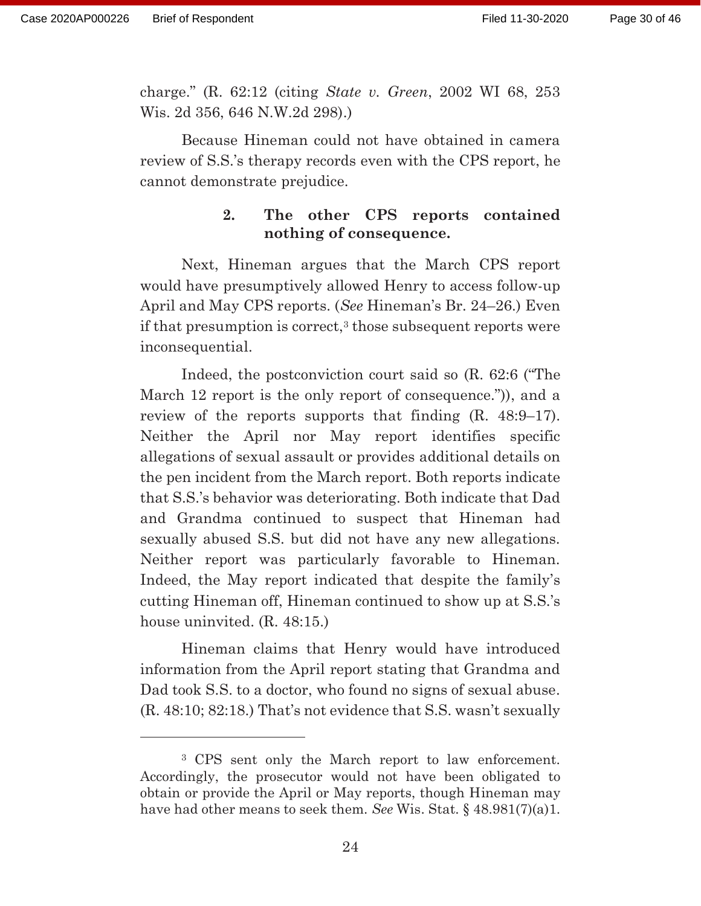charge." (R. 62:12 (citing *State v. Green*, 2002 WI 68, 253 Wis. 2d 356, 646 N.W.2d 298).)

Because Hineman could not have obtained in camera review of S.S.'s therapy records even with the CPS report, he cannot demonstrate prejudice.

#### 2. The other CPS reports contained nothing of consequence.

Next, Hineman argues that the March CPS report would have presumptively allowed Henry to access follow-up April and May CPS reports. (*See* Hineman's Br. 24–26.) Even if that presumption is correct,[3] those subsequent reports were inconsequential.

Indeed, the postconviction court said so (R. 62:6 ("The March 12 report is the only report of consequence.")), and a review of the reports supports that finding (R. 48:9–17). Neither the April nor May report identifies specific allegations of sexual assault or provides additional details on the pen incident from the March report. Both reports indicate that S.S.'s behavior was deteriorating. Both indicate that Dad and Grandma continued to suspect that Hineman had sexually abused S.S. but did not have any new allegations. Neither report was particularly favorable to Hineman. Indeed, the May report indicated that despite the family's cutting Hineman off, Hineman continued to show up at S.S.'s house uninvited. (R. 48:15.)

Hineman claims that Henry would have introduced information from the April report stating that Grandma and Dad took S.S. to a doctor, who found no signs of sexual abuse. (R. 48:10; 82:18.) That's not evidence that S.S. wasn't sexually

---

[3] CPS sent only the March report to law enforcement. Accordingly, the prosecutor would not have been obligated to obtain or provide the April or May reports, though Hineman may have had other means to seek them. *See* Wis. Stat. § 48.981(7)(a)1.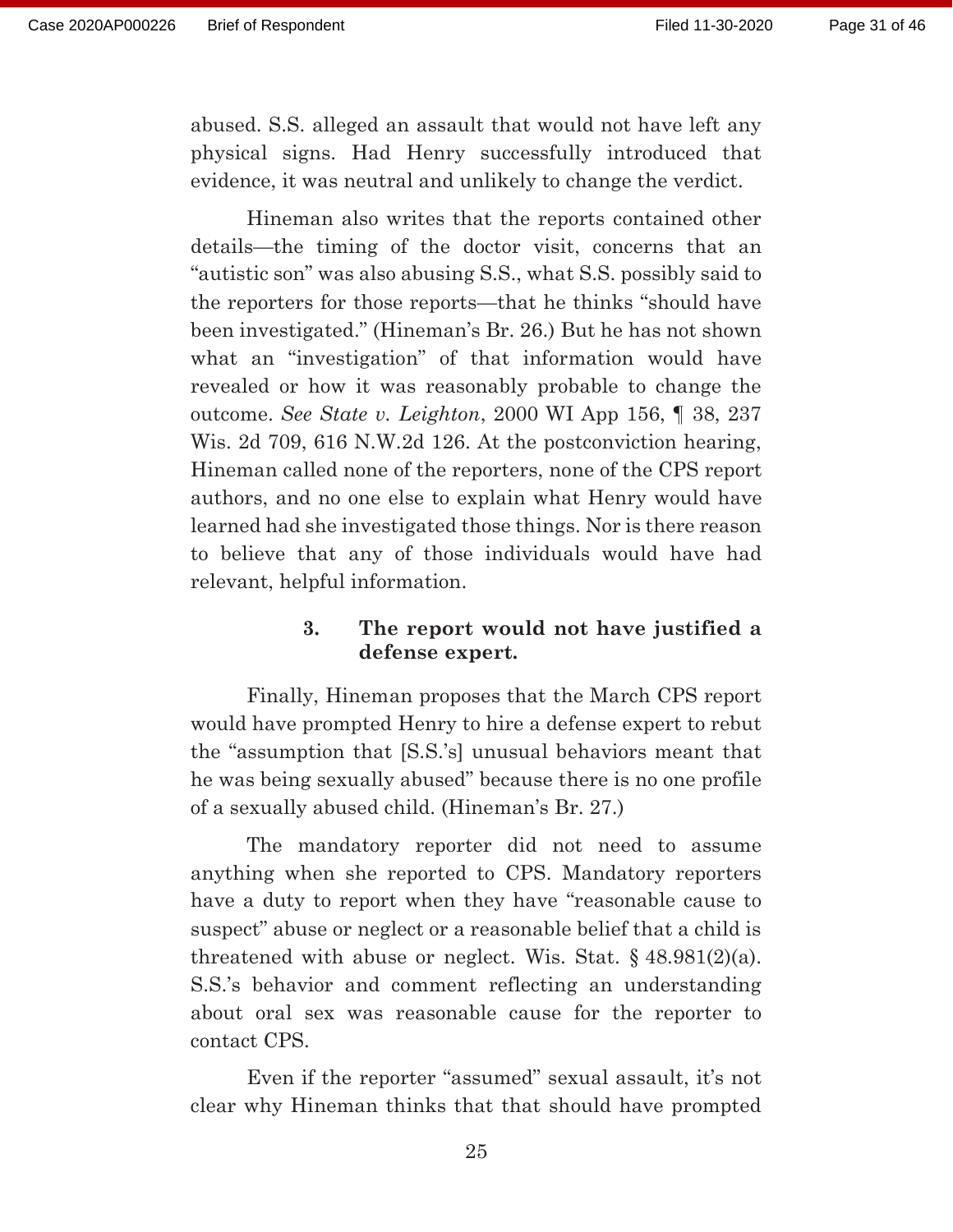abused. S.S. alleged an assault that would not have left any physical signs. Had Henry successfully introduced that evidence, it was neutral and unlikely to change the verdict.

Hineman also writes that the reports contained other details—the timing of the doctor visit, concerns that an "autistic son" was also abusing S.S., what S.S. possibly said to the reporters for those reports—that he thinks "should have been investigated." (Hineman's Br. 26.) But he has not shown what an "investigation" of that information would have revealed or how it was reasonably probable to change the outcome. *See State v. Leighton*, 2000 WI App 156, ¶ 38, 237 Wis. 2d 709, 616 N.W.2d 126. At the postconviction hearing, Hineman called none of the reporters, none of the CPS report authors, and no one else to explain what Henry would have learned had she investigated those things. Nor is there reason to believe that any of those individuals would have had relevant, helpful information.

#### 3. The report would not have justified a defense expert.

Finally, Hineman proposes that the March CPS report would have prompted Henry to hire a defense expert to rebut the "assumption that [S.S.'s] unusual behaviors meant that he was being sexually abused" because there is no one profile of a sexually abused child. (Hineman's Br. 27.)

The mandatory reporter did not need to assume anything when she reported to CPS. Mandatory reporters have a duty to report when they have "reasonable cause to suspect" abuse or neglect or a reasonable belief that a child is threatened with abuse or neglect. Wis. Stat. § 48.981(2)(a). S.S.'s behavior and comment reflecting an understanding about oral sex was reasonable cause for the reporter to contact CPS.

Even if the reporter "assumed" sexual assault, it's not clear why Hineman thinks that that should have prompted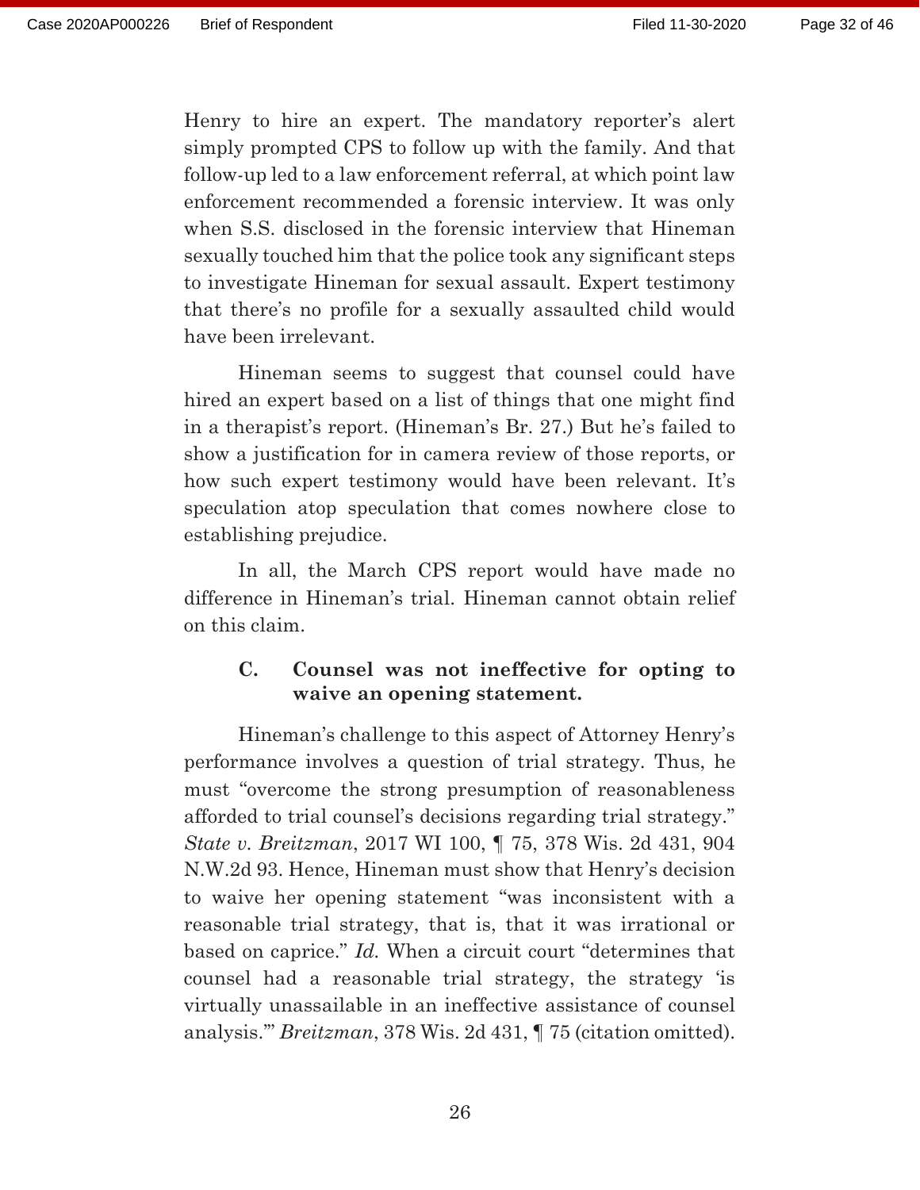Henry to hire an expert. The mandatory reporter's alert simply prompted CPS to follow up with the family. And that follow-up led to a law enforcement referral, at which point law enforcement recommended a forensic interview. It was only when S.S. disclosed in the forensic interview that Hineman sexually touched him that the police took any significant steps to investigate Hineman for sexual assault. Expert testimony that there's no profile for a sexually assaulted child would have been irrelevant.

Hineman seems to suggest that counsel could have hired an expert based on a list of things that one might find in a therapist's report. (Hineman's Br. 27.) But he's failed to show a justification for in camera review of those reports, or how such expert testimony would have been relevant. It's speculation atop speculation that comes nowhere close to establishing prejudice.

In all, the March CPS report would have made no difference in Hineman's trial. Hineman cannot obtain relief on this claim.

### C. Counsel was not ineffective for opting to waive an opening statement.

Hineman's challenge to this aspect of Attorney Henry's performance involves a question of trial strategy. Thus, he must "overcome the strong presumption of reasonableness afforded to trial counsel's decisions regarding trial strategy." *State v. Breitzman*, 2017 WI 100, ¶ 75, 378 Wis. 2d 431, 904 N.W.2d 93. Hence, Hineman must show that Henry's decision to waive her opening statement "was inconsistent with a reasonable trial strategy, that is, that it was irrational or based on caprice." *Id.* When a circuit court "determines that counsel had a reasonable trial strategy, the strategy 'is virtually unassailable in an ineffective assistance of counsel analysis.'" *Breitzman*, 378 Wis. 2d 431, ¶ 75 (citation omitted).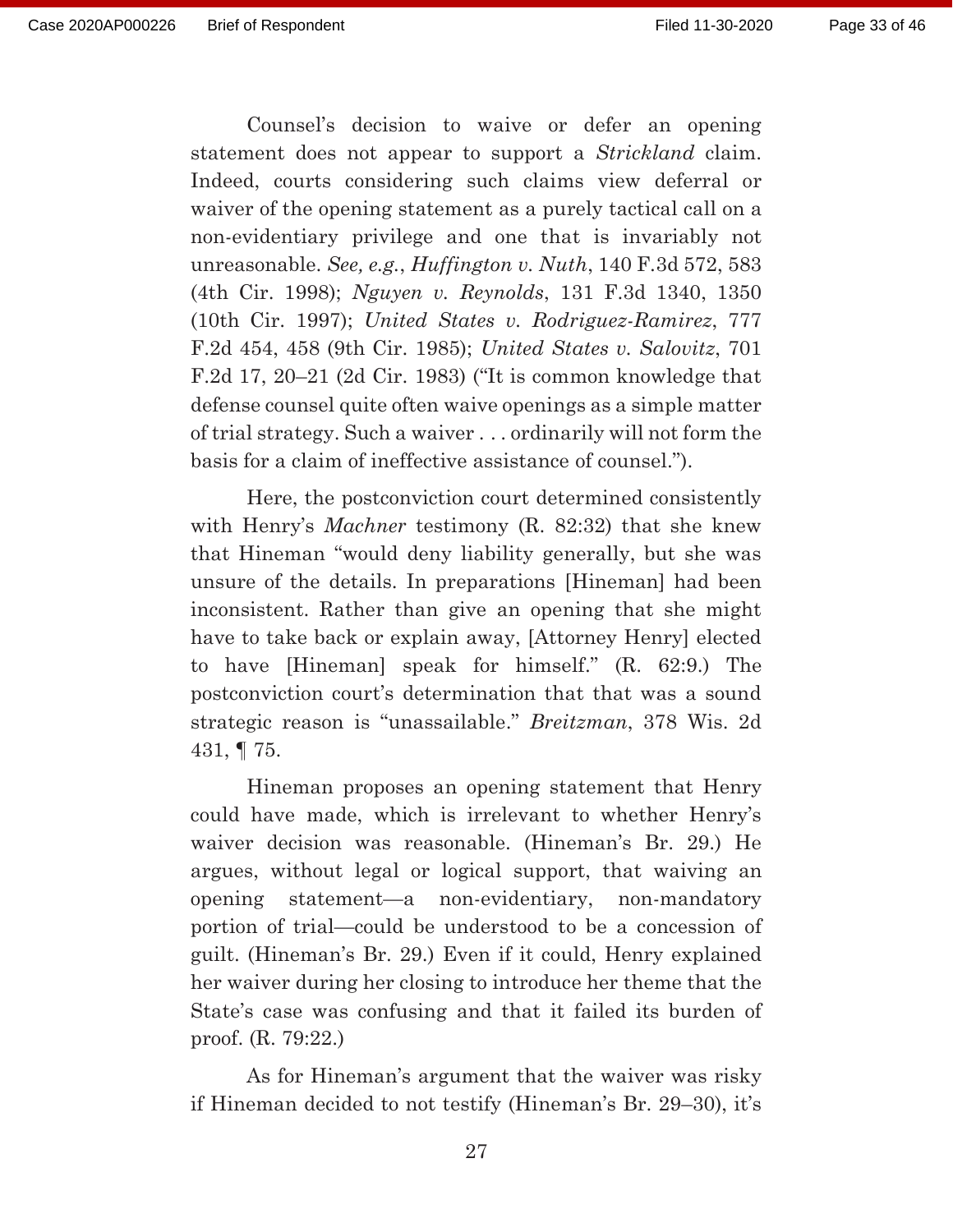Counsel's decision to waive or defer an opening statement does not appear to support a *Strickland* claim. Indeed, courts considering such claims view deferral or waiver of the opening statement as a purely tactical call on a non-evidentiary privilege and one that is invariably not unreasonable. *See, e.g.*, *Huffington v. Nuth*, 140 F.3d 572, 583 (4th Cir. 1998); *Nguyen v. Reynolds*, 131 F.3d 1340, 1350 (10th Cir. 1997); *United States v. Rodriguez-Ramirez*, 777 F.2d 454, 458 (9th Cir. 1985); *United States v. Salovitz*, 701 F.2d 17, 20–21 (2d Cir. 1983) ("It is common knowledge that defense counsel quite often waive openings as a simple matter of trial strategy. Such a waiver . . . ordinarily will not form the basis for a claim of ineffective assistance of counsel.").

Here, the postconviction court determined consistently with Henry's *Machner* testimony (R. 82:32) that she knew that Hineman "would deny liability generally, but she was unsure of the details. In preparations [Hineman] had been inconsistent. Rather than give an opening that she might have to take back or explain away, [Attorney Henry] elected to have [Hineman] speak for himself." (R. 62:9.) The postconviction court's determination that that was a sound strategic reason is "unassailable." *Breitzman*, 378 Wis. 2d 431, ¶ 75.

Hineman proposes an opening statement that Henry could have made, which is irrelevant to whether Henry's waiver decision was reasonable. (Hineman's Br. 29.) He argues, without legal or logical support, that waiving an opening statement—a non-evidentiary, non-mandatory portion of trial—could be understood to be a concession of guilt. (Hineman's Br. 29.) Even if it could, Henry explained her waiver during her closing to introduce her theme that the State's case was confusing and that it failed its burden of proof. (R. 79:22.)

As for Hineman's argument that the waiver was risky if Hineman decided to not testify (Hineman's Br. 29–30), it's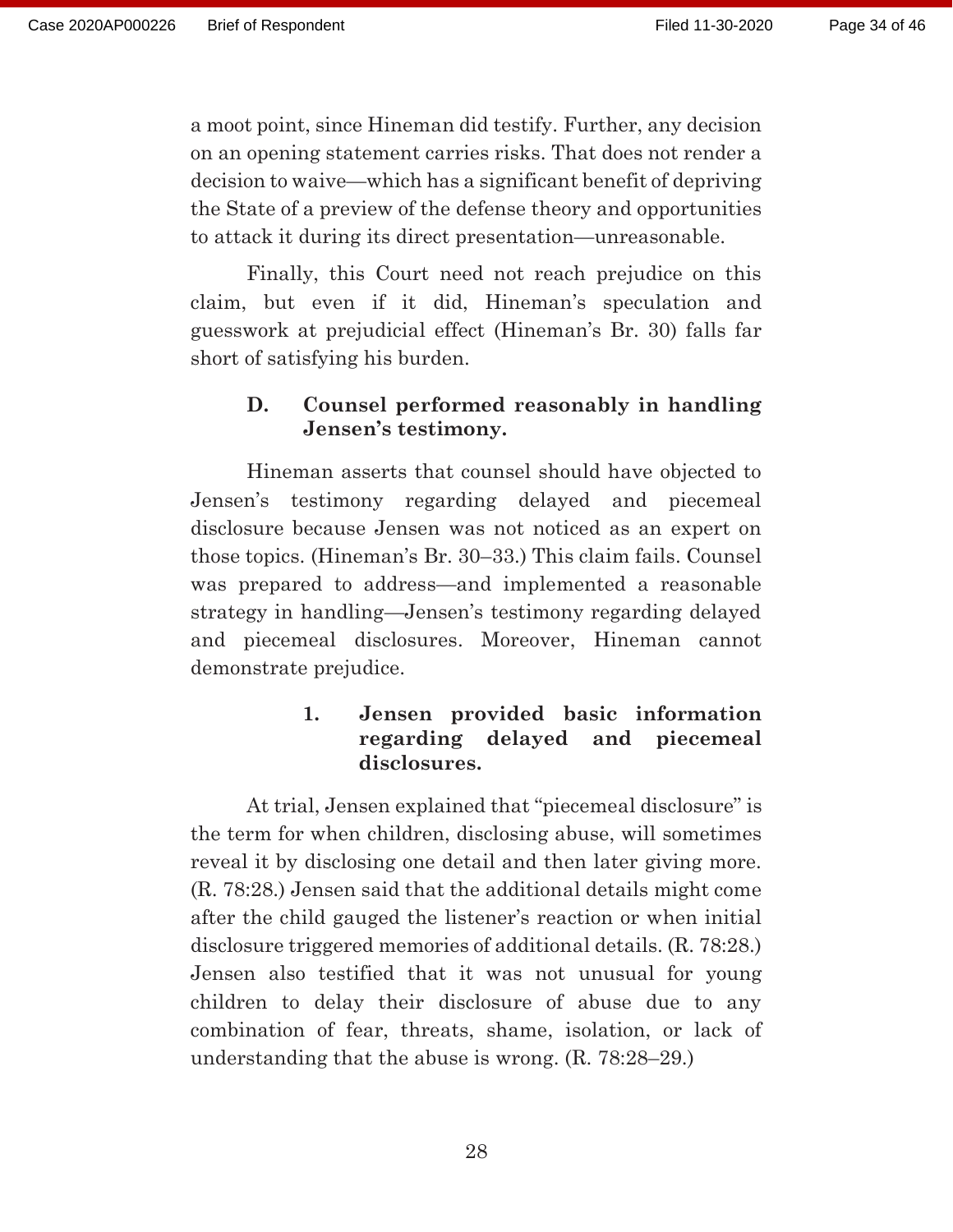a moot point, since Hineman did testify. Further, any decision on an opening statement carries risks. That does not render a decision to waive—which has a significant benefit of depriving the State of a preview of the defense theory and opportunities to attack it during its direct presentation—unreasonable.

Finally, this Court need not reach prejudice on this claim, but even if it did, Hineman's speculation and guesswork at prejudicial effect (Hineman's Br. 30) falls far short of satisfying his burden.

### D. Counsel performed reasonably in handling Jensen's testimony.

Hineman asserts that counsel should have objected to Jensen's testimony regarding delayed and piecemeal disclosure because Jensen was not noticed as an expert on those topics. (Hineman's Br. 30–33.) This claim fails. Counsel was prepared to address—and implemented a reasonable strategy in handling—Jensen's testimony regarding delayed and piecemeal disclosures. Moreover, Hineman cannot demonstrate prejudice.

#### 1. Jensen provided basic information regarding delayed and piecemeal disclosures.

At trial, Jensen explained that "piecemeal disclosure" is the term for when children, disclosing abuse, will sometimes reveal it by disclosing one detail and then later giving more. (R. 78:28.) Jensen said that the additional details might come after the child gauged the listener's reaction or when initial disclosure triggered memories of additional details. (R. 78:28.) Jensen also testified that it was not unusual for young children to delay their disclosure of abuse due to any combination of fear, threats, shame, isolation, or lack of understanding that the abuse is wrong. (R. 78:28–29.)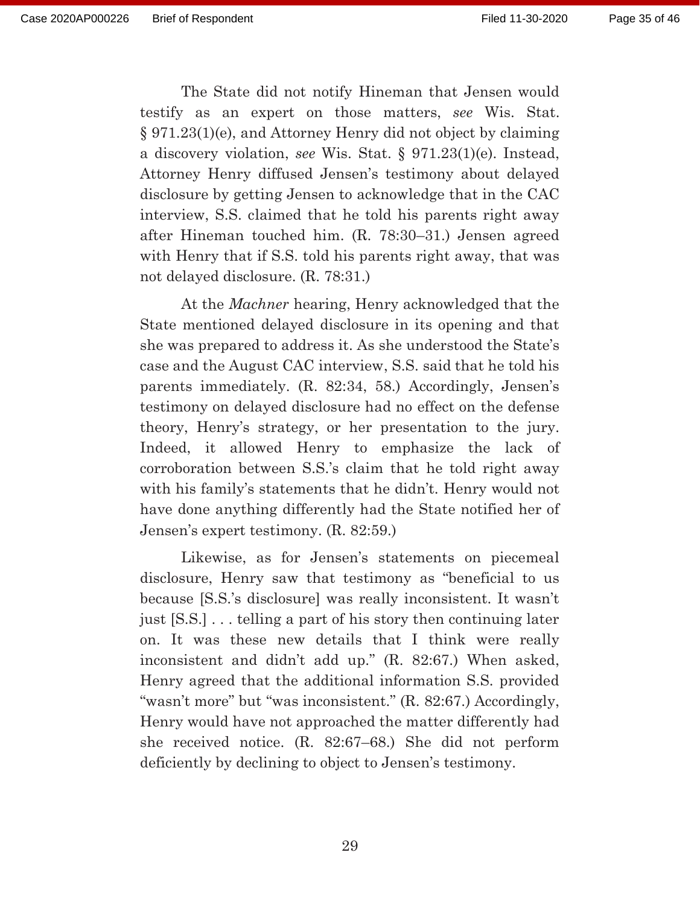The State did not notify Hineman that Jensen would testify as an expert on those matters, *see* Wis. Stat. § 971.23(1)(e), and Attorney Henry did not object by claiming a discovery violation, *see* Wis. Stat. § 971.23(1)(e). Instead, Attorney Henry diffused Jensen's testimony about delayed disclosure by getting Jensen to acknowledge that in the CAC interview, S.S. claimed that he told his parents right away after Hineman touched him. (R. 78:30–31.) Jensen agreed with Henry that if S.S. told his parents right away, that was not delayed disclosure. (R. 78:31.)

At the *Machner* hearing, Henry acknowledged that the State mentioned delayed disclosure in its opening and that she was prepared to address it. As she understood the State's case and the August CAC interview, S.S. said that he told his parents immediately. (R. 82:34, 58.) Accordingly, Jensen's testimony on delayed disclosure had no effect on the defense theory, Henry's strategy, or her presentation to the jury. Indeed, it allowed Henry to emphasize the lack of corroboration between S.S.'s claim that he told right away with his family's statements that he didn't. Henry would not have done anything differently had the State notified her of Jensen's expert testimony. (R. 82:59.)

Likewise, as for Jensen's statements on piecemeal disclosure, Henry saw that testimony as "beneficial to us because [S.S.'s disclosure] was really inconsistent. It wasn't just [S.S.] . . . telling a part of his story then continuing later on. It was these new details that I think were really inconsistent and didn't add up." (R. 82:67.) When asked, Henry agreed that the additional information S.S. provided "wasn't more" but "was inconsistent." (R. 82:67.) Accordingly, Henry would have not approached the matter differently had she received notice. (R. 82:67–68.) She did not perform deficiently by declining to object to Jensen's testimony.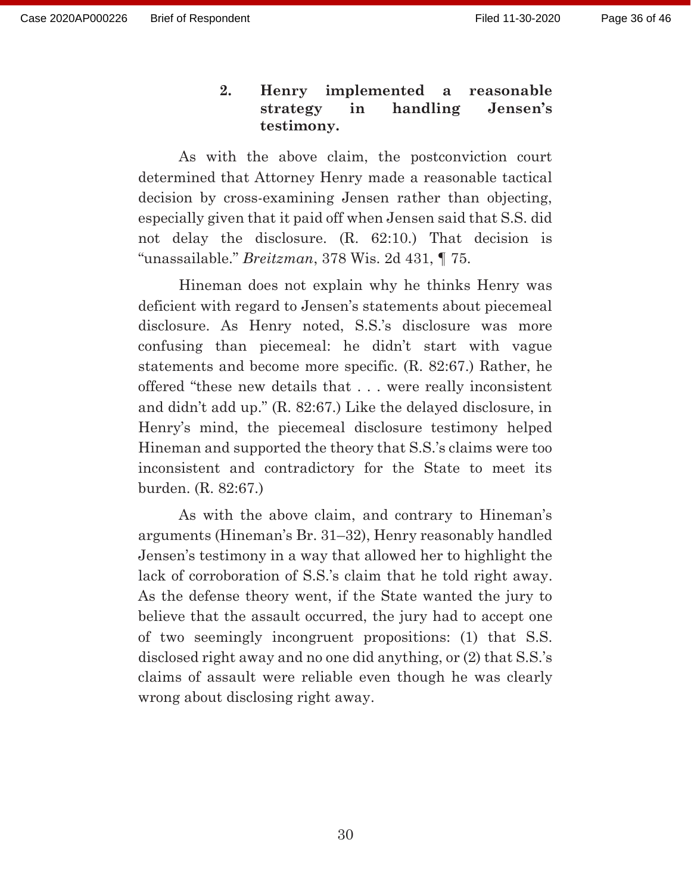### 2. Henry implemented a reasonable strategy in handling Jensen's testimony.

As with the above claim, the postconviction court determined that Attorney Henry made a reasonable tactical decision by cross-examining Jensen rather than objecting, especially given that it paid off when Jensen said that S.S. did not delay the disclosure. (R. 62:10.) That decision is "unassailable." *Breitzman*, 378 Wis. 2d 431, ¶ 75.

Hineman does not explain why he thinks Henry was deficient with regard to Jensen's statements about piecemeal disclosure. As Henry noted, S.S.'s disclosure was more confusing than piecemeal: he didn't start with vague statements and become more specific. (R. 82:67.) Rather, he offered "these new details that . . . were really inconsistent and didn't add up." (R. 82:67.) Like the delayed disclosure, in Henry's mind, the piecemeal disclosure testimony helped Hineman and supported the theory that S.S.'s claims were too inconsistent and contradictory for the State to meet its burden. (R. 82:67.)

As with the above claim, and contrary to Hineman's arguments (Hineman's Br. 31–32), Henry reasonably handled Jensen's testimony in a way that allowed her to highlight the lack of corroboration of S.S.'s claim that he told right away. As the defense theory went, if the State wanted the jury to believe that the assault occurred, the jury had to accept one of two seemingly incongruent propositions: (1) that S.S. disclosed right away and no one did anything, or (2) that S.S.'s claims of assault were reliable even though he was clearly wrong about disclosing right away.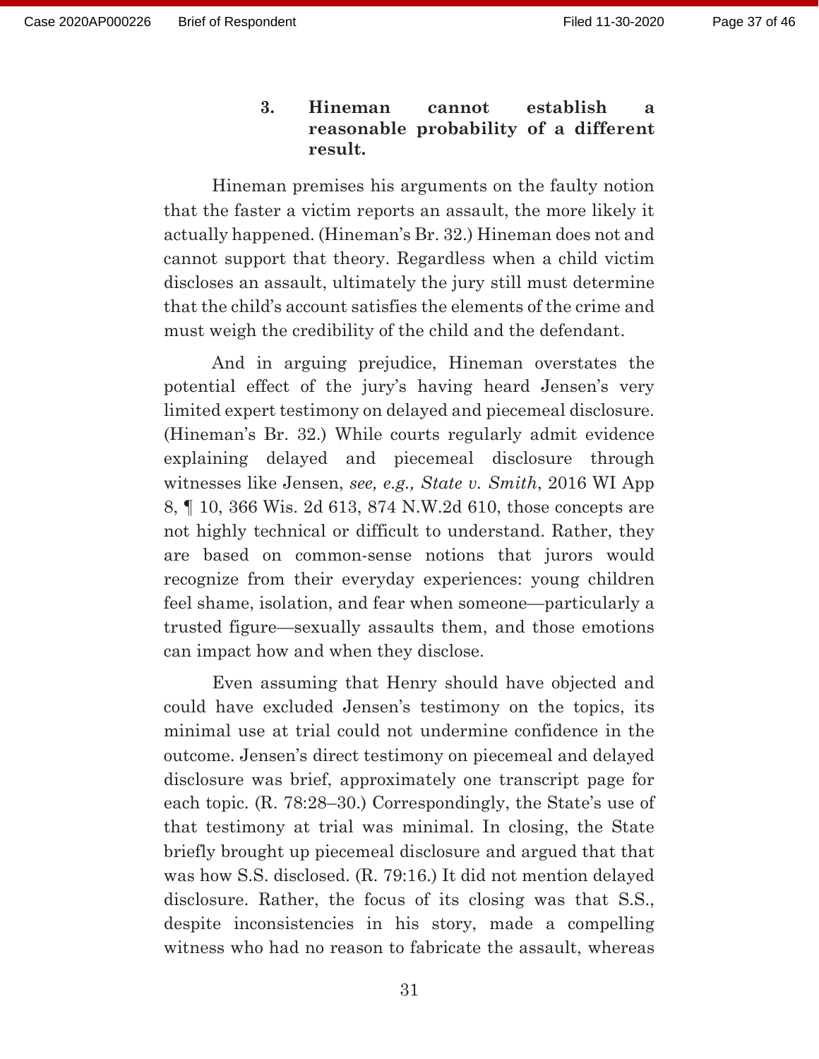### 3. Hineman cannot establish a reasonable probability of a different result.

Hineman premises his arguments on the faulty notion that the faster a victim reports an assault, the more likely it actually happened. (Hineman's Br. 32.) Hineman does not and cannot support that theory. Regardless when a child victim discloses an assault, ultimately the jury still must determine that the child's account satisfies the elements of the crime and must weigh the credibility of the child and the defendant.

And in arguing prejudice, Hineman overstates the potential effect of the jury's having heard Jensen's very limited expert testimony on delayed and piecemeal disclosure. (Hineman's Br. 32.) While courts regularly admit evidence explaining delayed and piecemeal disclosure through witnesses like Jensen, *see, e.g., State v. Smith*, 2016 WI App 8, ¶ 10, 366 Wis. 2d 613, 874 N.W.2d 610, those concepts are not highly technical or difficult to understand. Rather, they are based on common-sense notions that jurors would recognize from their everyday experiences: young children feel shame, isolation, and fear when someone—particularly a trusted figure—sexually assaults them, and those emotions can impact how and when they disclose.

Even assuming that Henry should have objected and could have excluded Jensen's testimony on the topics, its minimal use at trial could not undermine confidence in the outcome. Jensen's direct testimony on piecemeal and delayed disclosure was brief, approximately one transcript page for each topic. (R. 78:28–30.) Correspondingly, the State's use of that testimony at trial was minimal. In closing, the State briefly brought up piecemeal disclosure and argued that that was how S.S. disclosed. (R. 79:16.) It did not mention delayed disclosure. Rather, the focus of its closing was that S.S., despite inconsistencies in his story, made a compelling witness who had no reason to fabricate the assault, whereas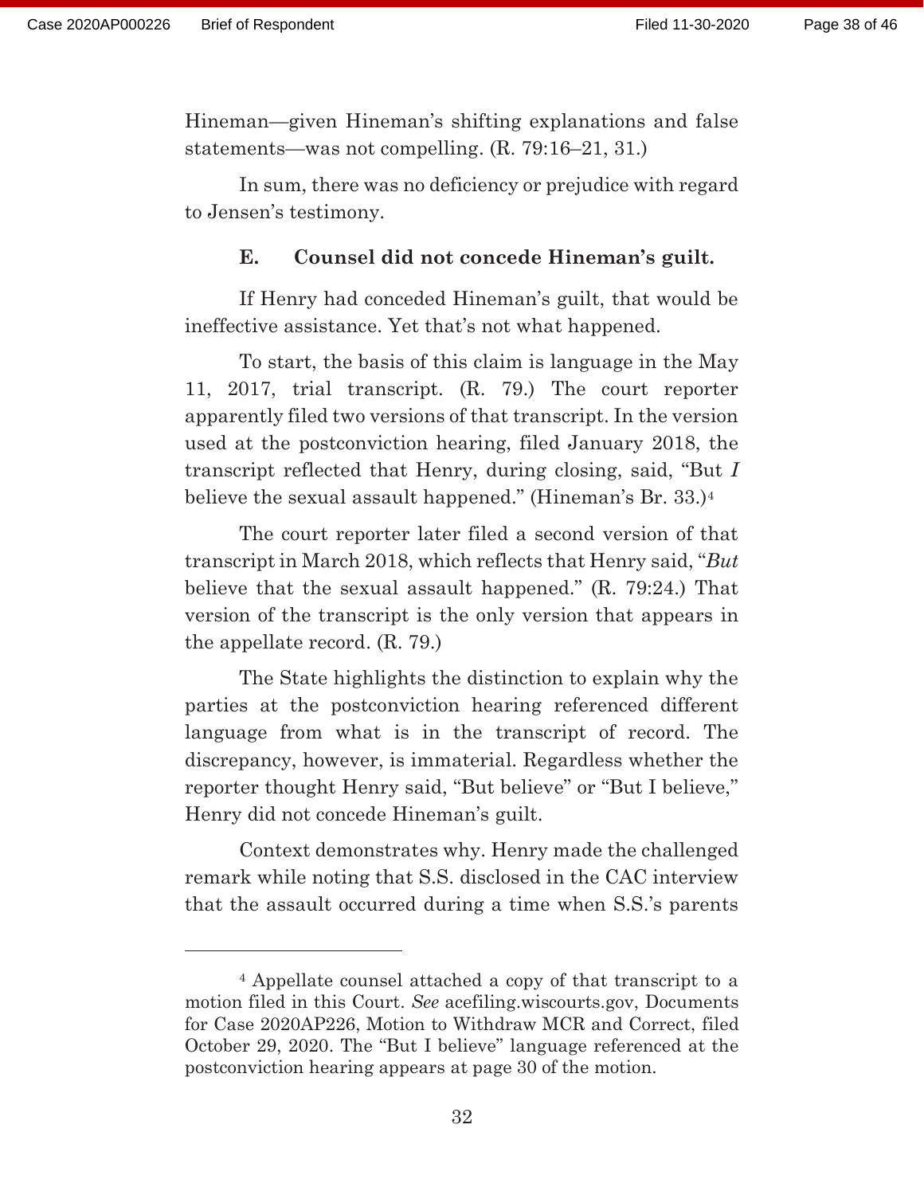Hineman—given Hineman's shifting explanations and false statements—was not compelling. (R. 79:16–21, 31.)

In sum, there was no deficiency or prejudice with regard to Jensen's testimony.

### E. Counsel did not concede Hineman's guilt.

If Henry had conceded Hineman's guilt, that would be ineffective assistance. Yet that's not what happened.

To start, the basis of this claim is language in the May 11, 2017, trial transcript. (R. 79.) The court reporter apparently filed two versions of that transcript. In the version used at the postconviction hearing, filed January 2018, the transcript reflected that Henry, during closing, said, "But *I* believe the sexual assault happened." (Hineman's Br. 33.)[4]

The court reporter later filed a second version of that transcript in March 2018, which reflects that Henry said, "*But* believe that the sexual assault happened." (R. 79:24.) That version of the transcript is the only version that appears in the appellate record. (R. 79.)

The State highlights the distinction to explain why the parties at the postconviction hearing referenced different language from what is in the transcript of record. The discrepancy, however, is immaterial. Regardless whether the reporter thought Henry said, "But believe" or "But I believe," Henry did not concede Hineman's guilt.

Context demonstrates why. Henry made the challenged remark while noting that S.S. disclosed in the CAC interview that the assault occurred during a time when S.S.'s parents

---

[4] Appellate counsel attached a copy of that transcript to a motion filed in this Court. *See* acefiling.wiscourts.gov, Documents for Case 2020AP226, Motion to Withdraw MCR and Correct, filed October 29, 2020. The "But I believe" language referenced at the postconviction hearing appears at page 30 of the motion.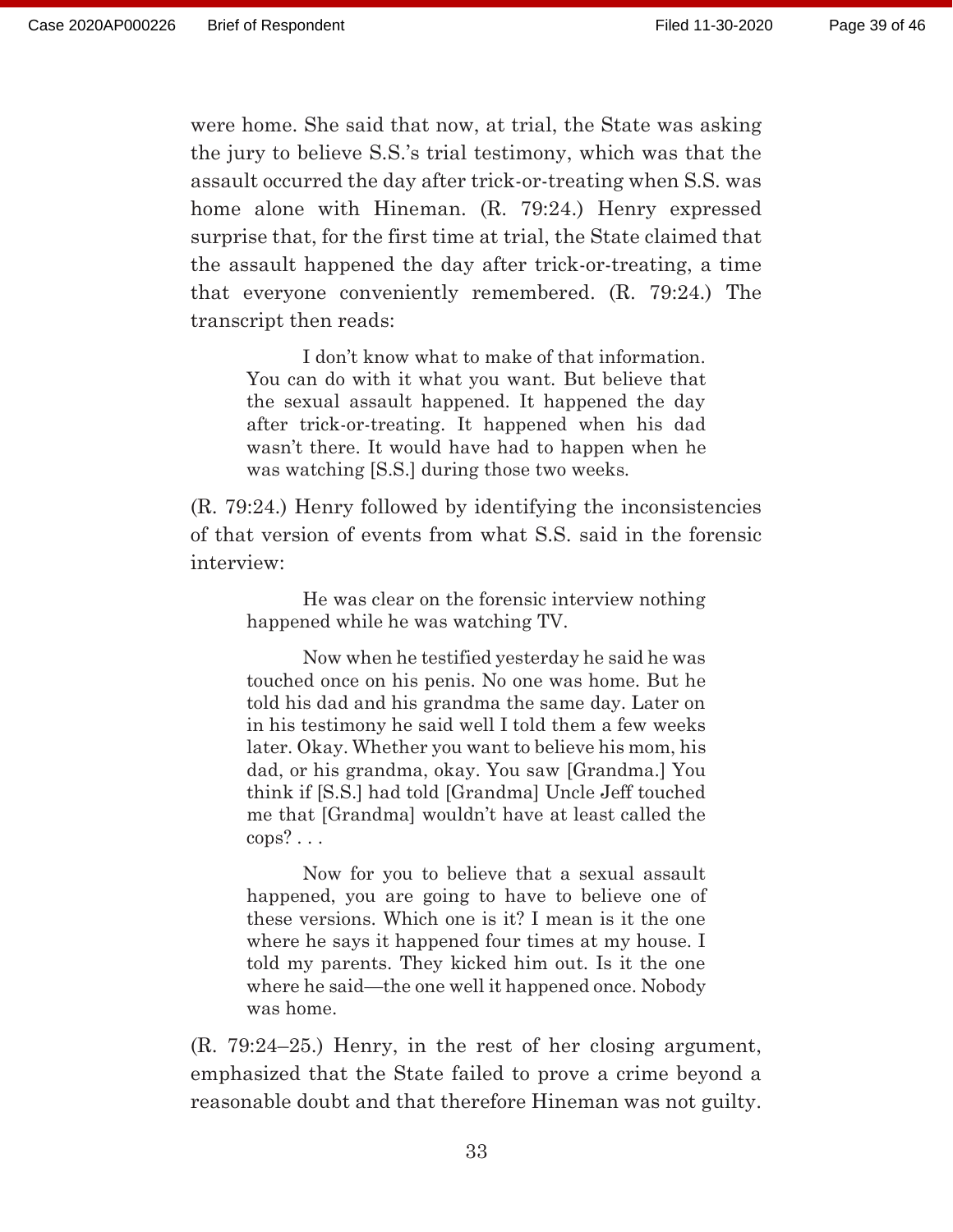were home. She said that now, at trial, the State was asking the jury to believe S.S.'s trial testimony, which was that the assault occurred the day after trick-or-treating when S.S. was home alone with Hineman. (R. 79:24.) Henry expressed surprise that, for the first time at trial, the State claimed that the assault happened the day after trick-or-treating, a time that everyone conveniently remembered. (R. 79:24.) The transcript then reads:

> I don't know what to make of that information. You can do with it what you want. But believe that the sexual assault happened. It happened the day after trick-or-treating. It happened when his dad wasn't there. It would have had to happen when he was watching [S.S.] during those two weeks.

(R. 79:24.) Henry followed by identifying the inconsistencies of that version of events from what S.S. said in the forensic interview:

> He was clear on the forensic interview nothing happened while he was watching TV.
>
> Now when he testified yesterday he said he was touched once on his penis. No one was home. But he told his dad and his grandma the same day. Later on in his testimony he said well I told them a few weeks later. Okay. Whether you want to believe his mom, his dad, or his grandma, okay. You saw [Grandma.] You think if [S.S.] had told [Grandma] Uncle Jeff touched me that [Grandma] wouldn't have at least called the cops? . . .
>
> Now for you to believe that a sexual assault happened, you are going to have to believe one of these versions. Which one is it? I mean is it the one where he says it happened four times at my house. I told my parents. They kicked him out. Is it the one where he said—the one well it happened once. Nobody was home.

(R. 79:24–25.) Henry, in the rest of her closing argument, emphasized that the State failed to prove a crime beyond a reasonable doubt and that therefore Hineman was not guilty.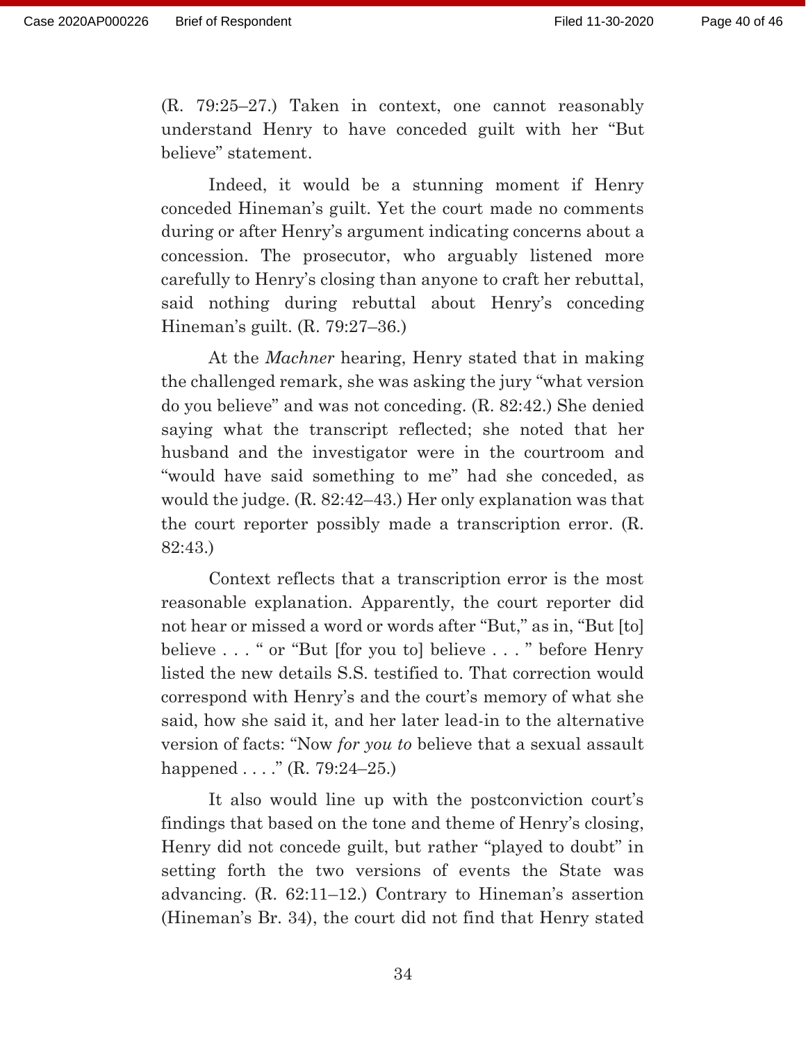(R. 79:25–27.) Taken in context, one cannot reasonably understand Henry to have conceded guilt with her "But believe" statement.

Indeed, it would be a stunning moment if Henry conceded Hineman's guilt. Yet the court made no comments during or after Henry's argument indicating concerns about a concession. The prosecutor, who arguably listened more carefully to Henry's closing than anyone to craft her rebuttal, said nothing during rebuttal about Henry's conceding Hineman's guilt. (R. 79:27–36.)

At the *Machner* hearing, Henry stated that in making the challenged remark, she was asking the jury "what version do you believe" and was not conceding. (R. 82:42.) She denied saying what the transcript reflected; she noted that her husband and the investigator were in the courtroom and "would have said something to me" had she conceded, as would the judge. (R. 82:42–43.) Her only explanation was that the court reporter possibly made a transcription error. (R. 82:43.)

Context reflects that a transcription error is the most reasonable explanation. Apparently, the court reporter did not hear or missed a word or words after "But," as in, "But [to] believe . . . " or "But [for you to] believe . . . " before Henry listed the new details S.S. testified to. That correction would correspond with Henry's and the court's memory of what she said, how she said it, and her later lead-in to the alternative version of facts: "Now *for you to* believe that a sexual assault happened . . . ." (R. 79:24–25.)

It also would line up with the postconviction court's findings that based on the tone and theme of Henry's closing, Henry did not concede guilt, but rather "played to doubt" in setting forth the two versions of events the State was advancing. (R. 62:11–12.) Contrary to Hineman's assertion (Hineman's Br. 34), the court did not find that Henry stated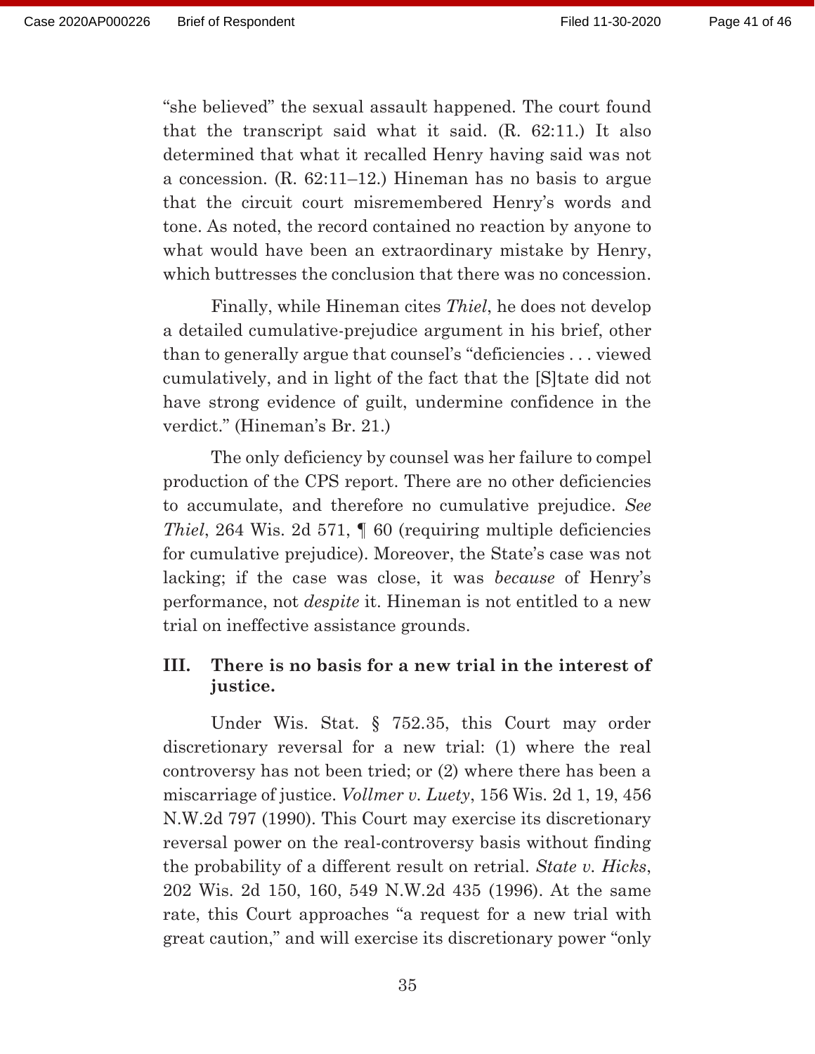"she believed" the sexual assault happened. The court found that the transcript said what it said. (R. 62:11.) It also determined that what it recalled Henry having said was not a concession. (R. 62:11–12.) Hineman has no basis to argue that the circuit court misremembered Henry's words and tone. As noted, the record contained no reaction by anyone to what would have been an extraordinary mistake by Henry, which buttresses the conclusion that there was no concession.

Finally, while Hineman cites *Thiel*, he does not develop a detailed cumulative-prejudice argument in his brief, other than to generally argue that counsel's "deficiencies . . . viewed cumulatively, and in light of the fact that the [S]tate did not have strong evidence of guilt, undermine confidence in the verdict." (Hineman's Br. 21.)

The only deficiency by counsel was her failure to compel production of the CPS report. There are no other deficiencies to accumulate, and therefore no cumulative prejudice. *See Thiel*, 264 Wis. 2d 571, ¶ 60 (requiring multiple deficiencies for cumulative prejudice). Moreover, the State's case was not lacking; if the case was close, it was *because* of Henry's performance, not *despite* it. Hineman is not entitled to a new trial on ineffective assistance grounds.

## III. There is no basis for a new trial in the interest of justice.

Under Wis. Stat. § 752.35, this Court may order discretionary reversal for a new trial: (1) where the real controversy has not been tried; or (2) where there has been a miscarriage of justice. *Vollmer v. Luety*, 156 Wis. 2d 1, 19, 456 N.W.2d 797 (1990). This Court may exercise its discretionary reversal power on the real-controversy basis without finding the probability of a different result on retrial. *State v. Hicks*, 202 Wis. 2d 150, 160, 549 N.W.2d 435 (1996). At the same rate, this Court approaches "a request for a new trial with great caution," and will exercise its discretionary power "only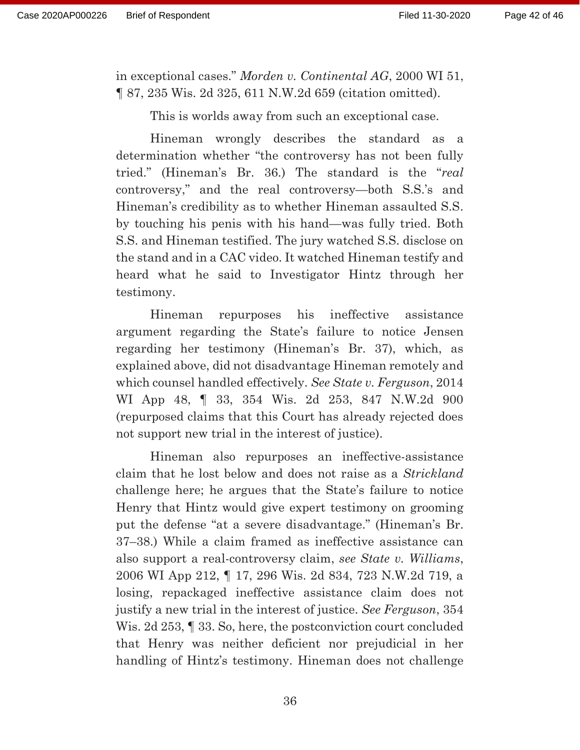in exceptional cases." *Morden v. Continental AG*, 2000 WI 51, ¶ 87, 235 Wis. 2d 325, 611 N.W.2d 659 (citation omitted).

This is worlds away from such an exceptional case.

Hineman wrongly describes the standard as a determination whether "the controversy has not been fully tried." (Hineman's Br. 36.) The standard is the "*real* controversy," and the real controversy—both S.S.'s and Hineman's credibility as to whether Hineman assaulted S.S. by touching his penis with his hand—was fully tried. Both S.S. and Hineman testified. The jury watched S.S. disclose on the stand and in a CAC video. It watched Hineman testify and heard what he said to Investigator Hintz through her testimony.

Hineman repurposes his ineffective assistance argument regarding the State's failure to notice Jensen regarding her testimony (Hineman's Br. 37), which, as explained above, did not disadvantage Hineman remotely and which counsel handled effectively. *See State v. Ferguson*, 2014 WI App 48, ¶ 33, 354 Wis. 2d 253, 847 N.W.2d 900 (repurposed claims that this Court has already rejected does not support new trial in the interest of justice).

Hineman also repurposes an ineffective-assistance claim that he lost below and does not raise as a *Strickland* challenge here; he argues that the State's failure to notice Henry that Hintz would give expert testimony on grooming put the defense "at a severe disadvantage." (Hineman's Br. 37–38.) While a claim framed as ineffective assistance can also support a real-controversy claim, *see State v. Williams*, 2006 WI App 212, ¶ 17, 296 Wis. 2d 834, 723 N.W.2d 719, a losing, repackaged ineffective assistance claim does not justify a new trial in the interest of justice. *See Ferguson*, 354 Wis. 2d 253, ¶ 33. So, here, the postconviction court concluded that Henry was neither deficient nor prejudicial in her handling of Hintz's testimony. Hineman does not challenge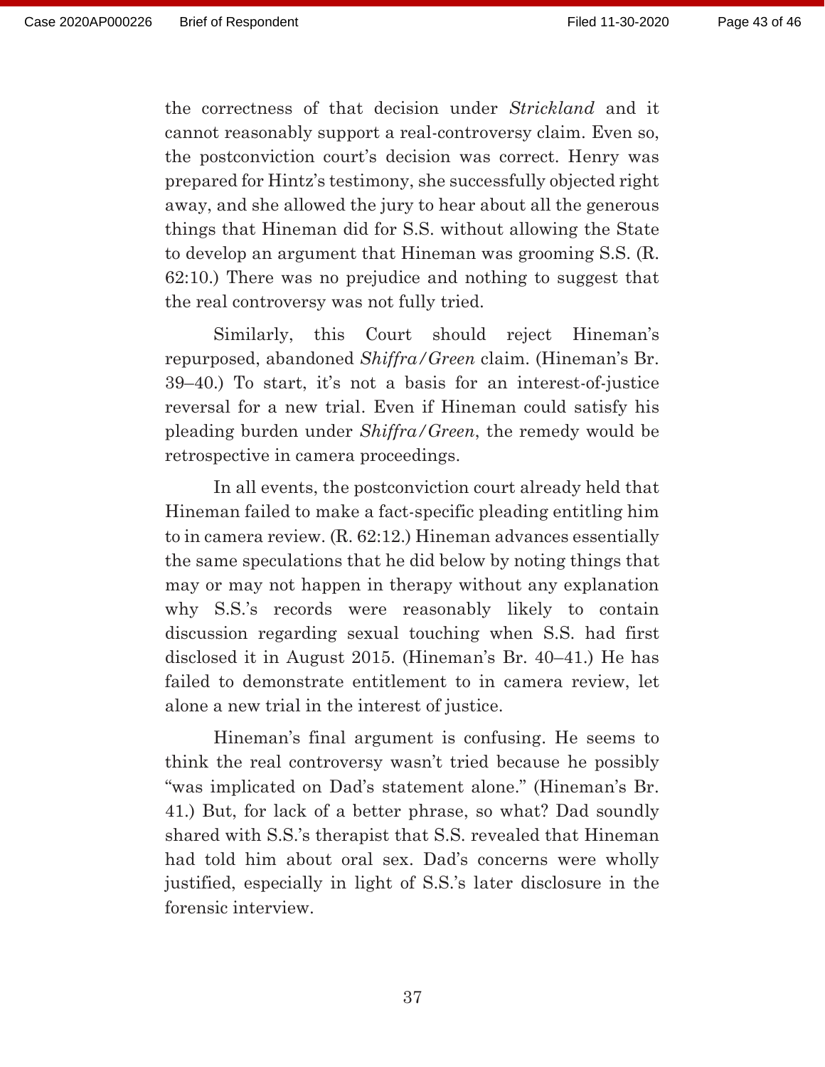the correctness of that decision under *Strickland* and it cannot reasonably support a real-controversy claim. Even so, the postconviction court's decision was correct. Henry was prepared for Hintz's testimony, she successfully objected right away, and she allowed the jury to hear about all the generous things that Hineman did for S.S. without allowing the State to develop an argument that Hineman was grooming S.S. (R. 62:10.) There was no prejudice and nothing to suggest that the real controversy was not fully tried.

Similarly, this Court should reject Hineman's repurposed, abandoned *Shiffra/Green* claim. (Hineman's Br. 39–40.) To start, it's not a basis for an interest-of-justice reversal for a new trial. Even if Hineman could satisfy his pleading burden under *Shiffra/Green*, the remedy would be retrospective in camera proceedings.

In all events, the postconviction court already held that Hineman failed to make a fact-specific pleading entitling him to in camera review. (R. 62:12.) Hineman advances essentially the same speculations that he did below by noting things that may or may not happen in therapy without any explanation why S.S.'s records were reasonably likely to contain discussion regarding sexual touching when S.S. had first disclosed it in August 2015. (Hineman's Br. 40–41.) He has failed to demonstrate entitlement to in camera review, let alone a new trial in the interest of justice.

Hineman's final argument is confusing. He seems to think the real controversy wasn't tried because he possibly "was implicated on Dad's statement alone." (Hineman's Br. 41.) But, for lack of a better phrase, so what? Dad soundly shared with S.S.'s therapist that S.S. revealed that Hineman had told him about oral sex. Dad's concerns were wholly justified, especially in light of S.S.'s later disclosure in the forensic interview.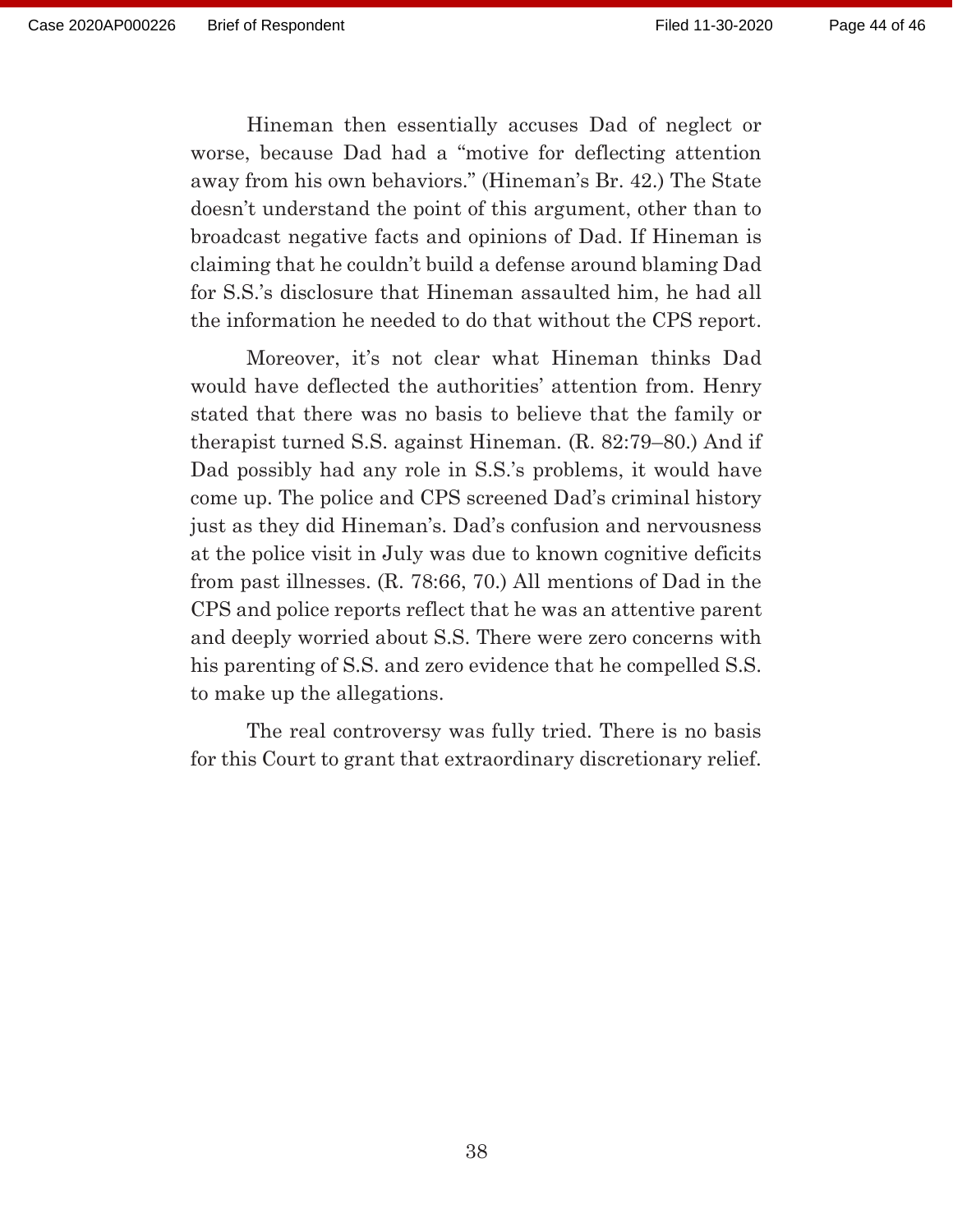Hineman then essentially accuses Dad of neglect or worse, because Dad had a "motive for deflecting attention away from his own behaviors." (Hineman's Br. 42.) The State doesn't understand the point of this argument, other than to broadcast negative facts and opinions of Dad. If Hineman is claiming that he couldn't build a defense around blaming Dad for S.S.'s disclosure that Hineman assaulted him, he had all the information he needed to do that without the CPS report.

Moreover, it's not clear what Hineman thinks Dad would have deflected the authorities' attention from. Henry stated that there was no basis to believe that the family or therapist turned S.S. against Hineman. (R. 82:79–80.) And if Dad possibly had any role in S.S.'s problems, it would have come up. The police and CPS screened Dad's criminal history just as they did Hineman's. Dad's confusion and nervousness at the police visit in July was due to known cognitive deficits from past illnesses. (R. 78:66, 70.) All mentions of Dad in the CPS and police reports reflect that he was an attentive parent and deeply worried about S.S. There were zero concerns with his parenting of S.S. and zero evidence that he compelled S.S. to make up the allegations.

The real controversy was fully tried. There is no basis for this Court to grant that extraordinary discretionary relief.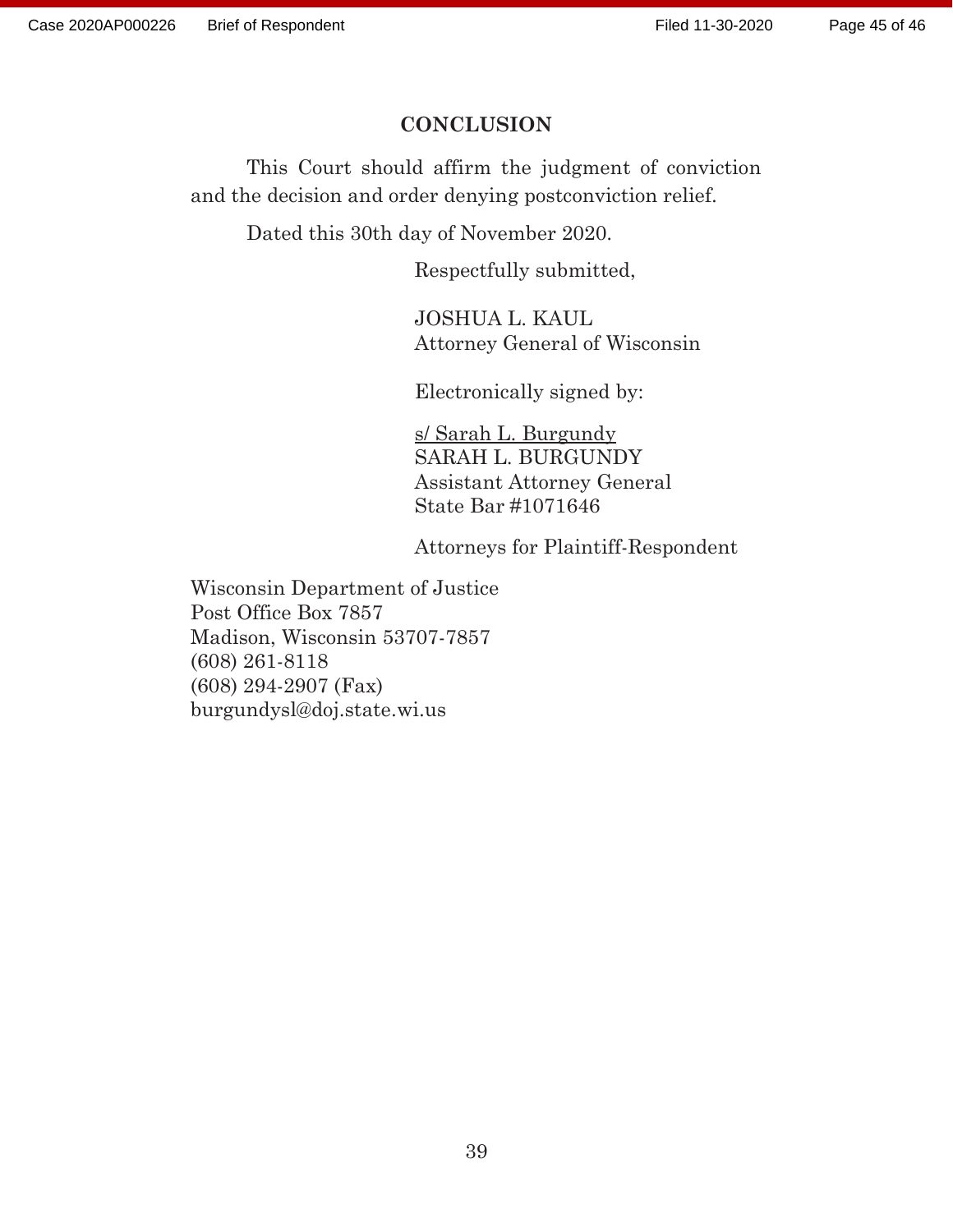## CONCLUSION

This Court should affirm the judgment of conviction and the decision and order denying postconviction relief.

Dated this 30th day of November 2020.

Respectfully submitted,

JOSHUA L. KAUL
Attorney General of Wisconsin

Electronically signed by:

s/ Sarah L. Burgundy
SARAH L. BURGUNDY
Assistant Attorney General
State Bar #1071646

Attorneys for Plaintiff-Respondent

Wisconsin Department of Justice
Post Office Box 7857
Madison, Wisconsin 53707-7857
(608) 261-8118
(608) 294-2907 (Fax)
burgundysl@doj.state.wi.us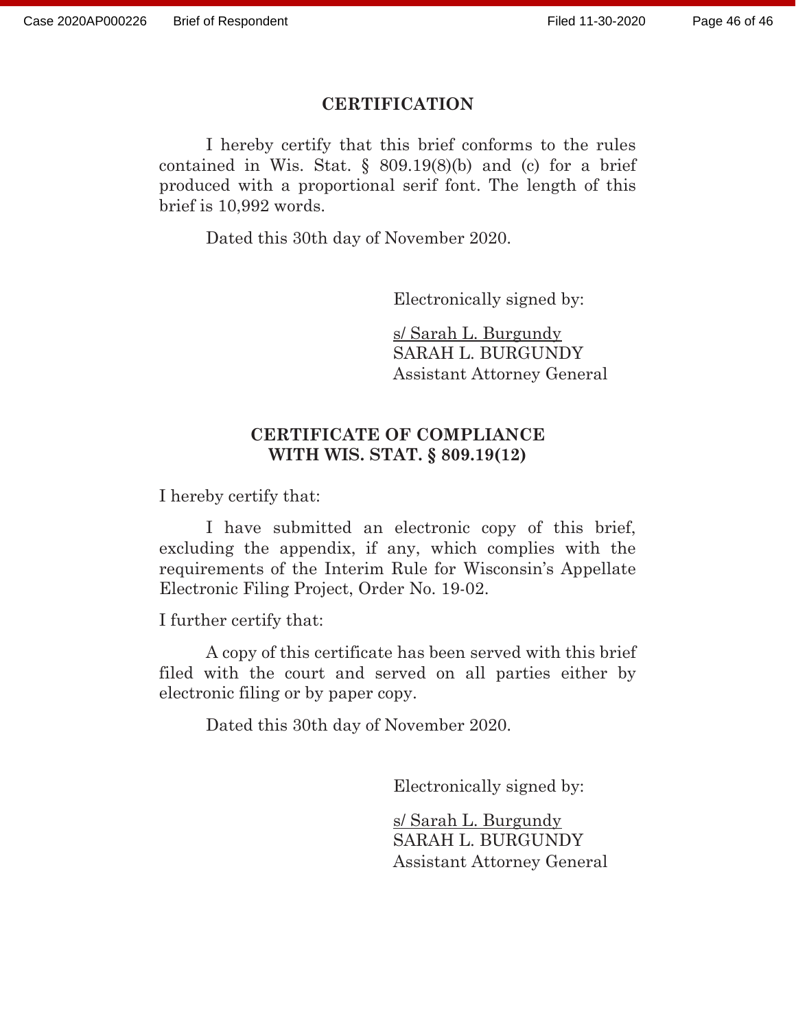## CERTIFICATION

I hereby certify that this brief conforms to the rules contained in Wis. Stat. § 809.19(8)(b) and (c) for a brief produced with a proportional serif font. The length of this brief is 10,992 words.

Dated this 30th day of November 2020.

Electronically signed by:

s/ Sarah L. Burgundy
SARAH L. BURGUNDY
Assistant Attorney General

## CERTIFICATE OF COMPLIANCE WITH WIS. STAT. § 809.19(12)

I hereby certify that:

I have submitted an electronic copy of this brief, excluding the appendix, if any, which complies with the requirements of the Interim Rule for Wisconsin's Appellate Electronic Filing Project, Order No. 19-02.

I further certify that:

A copy of this certificate has been served with this brief filed with the court and served on all parties either by electronic filing or by paper copy.

Dated this 30th day of November 2020.

Electronically signed by:

s/ Sarah L. Burgundy
SARAH L. BURGUNDY
Assistant Attorney General